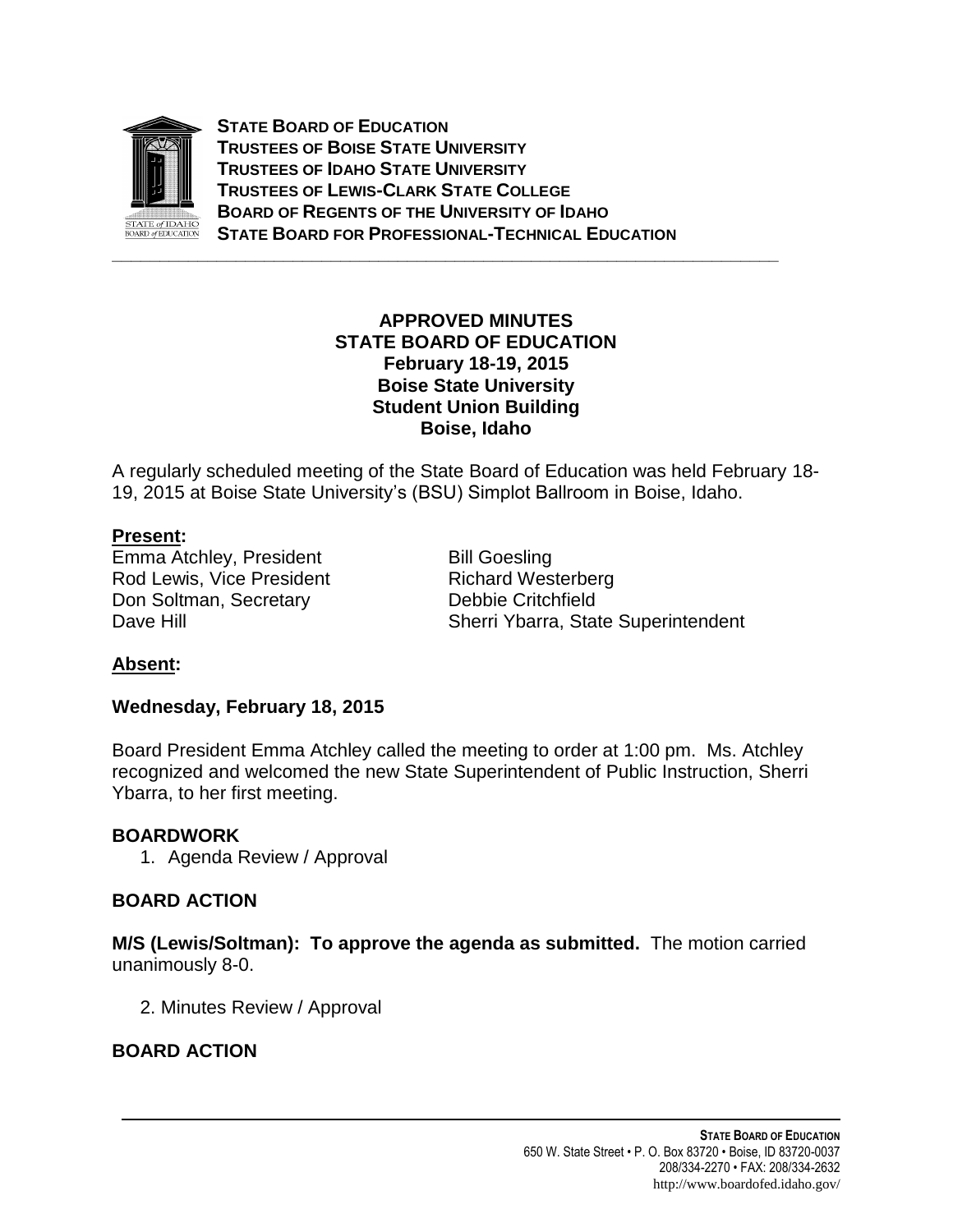**STATE BOARD OF EDUCATION**
**TRUSTEES OF BOISE STATE UNIVERSITY**
**TRUSTEES OF IDAHO STATE UNIVERSITY**
**TRUSTEES OF LEWIS-CLARK STATE COLLEGE**
**BOARD OF REGENTS OF THE UNIVERSITY OF IDAHO**
**STATE BOARD FOR PROFESSIONAL-TECHNICAL EDUCATION**

---

# APPROVED MINUTES
## STATE BOARD OF EDUCATION
### February 18-19, 2015
### Boise State University
### Student Union Building
### Boise, Idaho

A regularly scheduled meeting of the State Board of Education was held February 18-19, 2015 at Boise State University's (BSU) Simplot Ballroom in Boise, Idaho.

**Present:**

Emma Atchley, President
Rod Lewis, Vice President
Don Soltman, Secretary
Dave Hill
Bill Goesling
Richard Westerberg
Debbie Critchfield
Sherri Ybarra, State Superintendent

**Absent:**

**Wednesday, February 18, 2015**

Board President Emma Atchley called the meeting to order at 1:00 pm. Ms. Atchley recognized and welcomed the new State Superintendent of Public Instruction, Sherri Ybarra, to her first meeting.

**BOARDWORK**

1. Agenda Review / Approval

**BOARD ACTION**

**M/S (Lewis/Soltman): To approve the agenda as submitted.** The motion carried unanimously 8-0.

2. Minutes Review / Approval

**BOARD ACTION**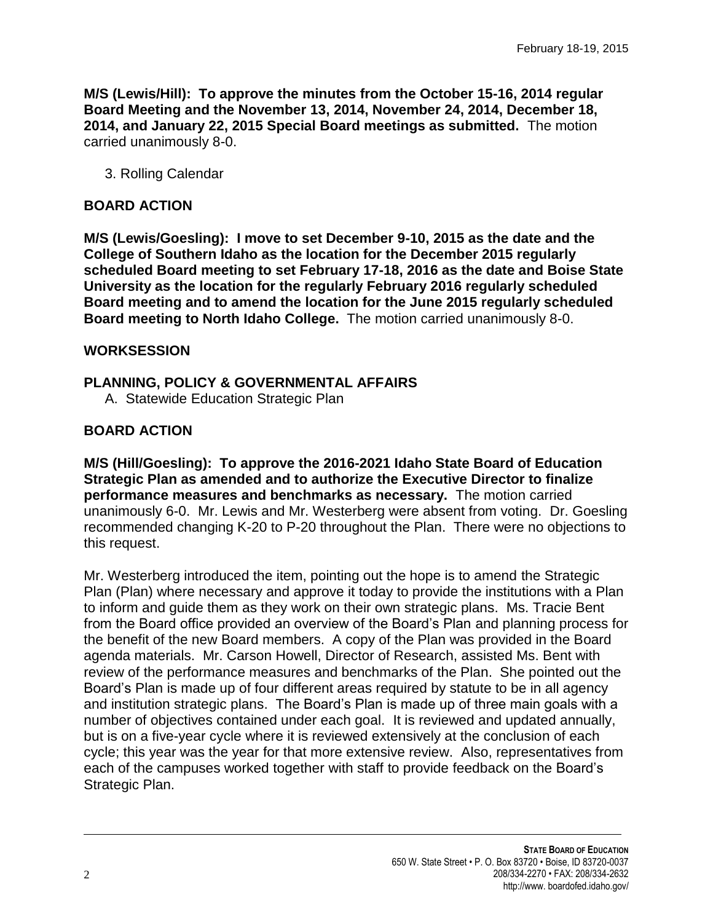**M/S (Lewis/Hill): To approve the minutes from the October 15-16, 2014 regular Board Meeting and the November 13, 2014, November 24, 2014, December 18, 2014, and January 22, 2015 Special Board meetings as submitted.** The motion carried unanimously 8-0.

3. Rolling Calendar

## BOARD ACTION

**M/S (Lewis/Goesling): I move to set December 9-10, 2015 as the date and the College of Southern Idaho as the location for the December 2015 regularly scheduled Board meeting to set February 17-18, 2016 as the date and Boise State University as the location for the regularly February 2016 regularly scheduled Board meeting and to amend the location for the June 2015 regularly scheduled Board meeting to North Idaho College.** The motion carried unanimously 8-0.

## WORKSESSION

## PLANNING, POLICY & GOVERNMENTAL AFFAIRS

A. Statewide Education Strategic Plan

## BOARD ACTION

**M/S (Hill/Goesling): To approve the 2016-2021 Idaho State Board of Education Strategic Plan as amended and to authorize the Executive Director to finalize performance measures and benchmarks as necessary.** The motion carried unanimously 6-0. Mr. Lewis and Mr. Westerberg were absent from voting. Dr. Goesling recommended changing K-20 to P-20 throughout the Plan. There were no objections to this request.

Mr. Westerberg introduced the item, pointing out the hope is to amend the Strategic Plan (Plan) where necessary and approve it today to provide the institutions with a Plan to inform and guide them as they work on their own strategic plans. Ms. Tracie Bent from the Board office provided an overview of the Board's Plan and planning process for the benefit of the new Board members. A copy of the Plan was provided in the Board agenda materials. Mr. Carson Howell, Director of Research, assisted Ms. Bent with review of the performance measures and benchmarks of the Plan. She pointed out the Board's Plan is made up of four different areas required by statute to be in all agency and institution strategic plans. The Board's Plan is made up of three main goals with a number of objectives contained under each goal. It is reviewed and updated annually, but is on a five-year cycle where it is reviewed extensively at the conclusion of each cycle; this year was the year for that more extensive review. Also, representatives from each of the campuses worked together with staff to provide feedback on the Board's Strategic Plan.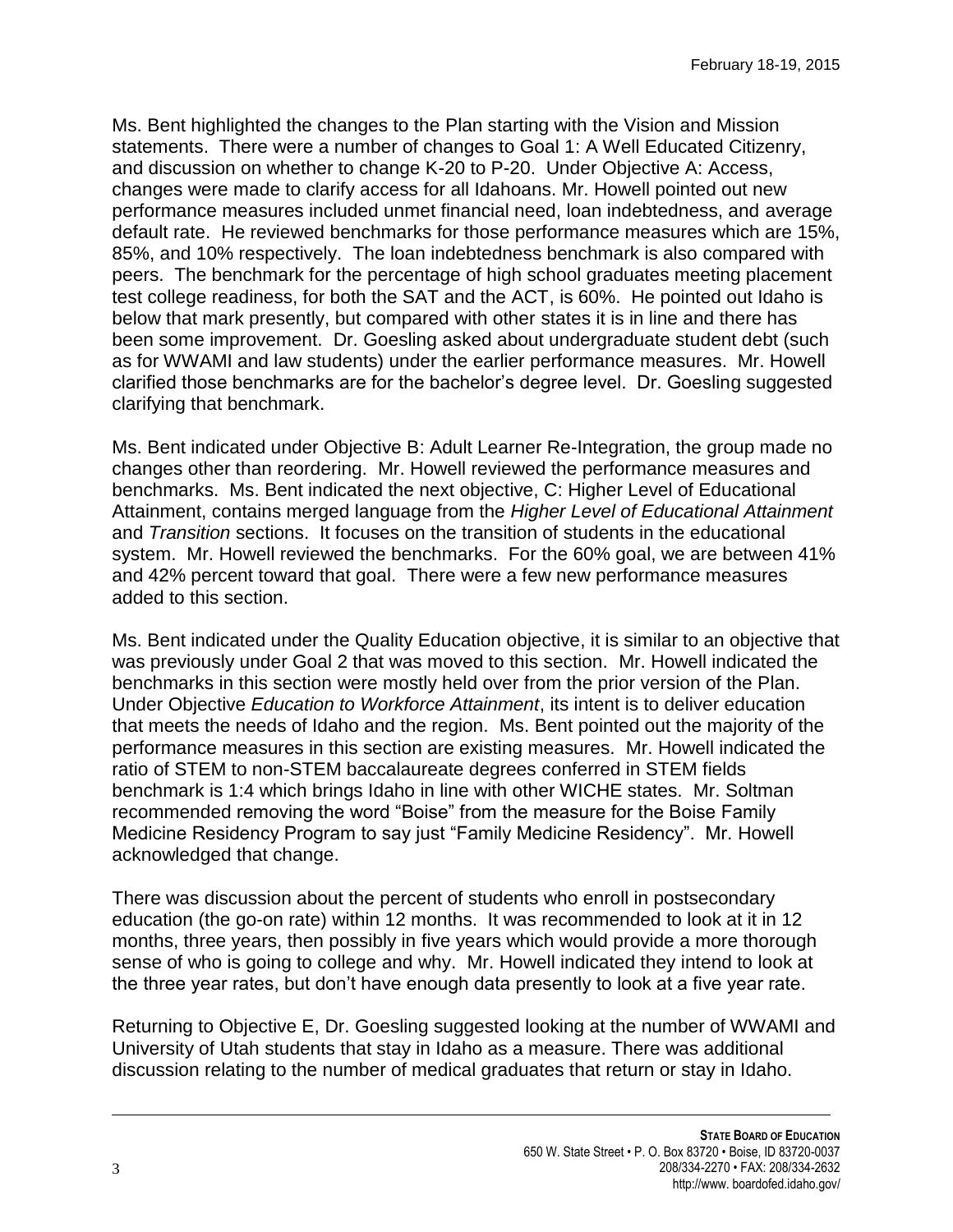Ms. Bent highlighted the changes to the Plan starting with the Vision and Mission statements. There were a number of changes to Goal 1: A Well Educated Citizenry, and discussion on whether to change K-20 to P-20. Under Objective A: Access, changes were made to clarify access for all Idahoans. Mr. Howell pointed out new performance measures included unmet financial need, loan indebtedness, and average default rate. He reviewed benchmarks for those performance measures which are 15%, 85%, and 10% respectively. The loan indebtedness benchmark is also compared with peers. The benchmark for the percentage of high school graduates meeting placement test college readiness, for both the SAT and the ACT, is 60%. He pointed out Idaho is below that mark presently, but compared with other states it is in line and there has been some improvement. Dr. Goesling asked about undergraduate student debt (such as for WWAMI and law students) under the earlier performance measures. Mr. Howell clarified those benchmarks are for the bachelor's degree level. Dr. Goesling suggested clarifying that benchmark.

Ms. Bent indicated under Objective B: Adult Learner Re-Integration, the group made no changes other than reordering. Mr. Howell reviewed the performance measures and benchmarks. Ms. Bent indicated the next objective, C: Higher Level of Educational Attainment, contains merged language from the *Higher Level of Educational Attainment* and *Transition* sections. It focuses on the transition of students in the educational system. Mr. Howell reviewed the benchmarks. For the 60% goal, we are between 41% and 42% percent toward that goal. There were a few new performance measures added to this section.

Ms. Bent indicated under the Quality Education objective, it is similar to an objective that was previously under Goal 2 that was moved to this section. Mr. Howell indicated the benchmarks in this section were mostly held over from the prior version of the Plan. Under Objective *Education to Workforce Attainment*, its intent is to deliver education that meets the needs of Idaho and the region. Ms. Bent pointed out the majority of the performance measures in this section are existing measures. Mr. Howell indicated the ratio of STEM to non-STEM baccalaureate degrees conferred in STEM fields benchmark is 1:4 which brings Idaho in line with other WICHE states. Mr. Soltman recommended removing the word "Boise" from the measure for the Boise Family Medicine Residency Program to say just "Family Medicine Residency". Mr. Howell acknowledged that change.

There was discussion about the percent of students who enroll in postsecondary education (the go-on rate) within 12 months. It was recommended to look at it in 12 months, three years, then possibly in five years which would provide a more thorough sense of who is going to college and why. Mr. Howell indicated they intend to look at the three year rates, but don't have enough data presently to look at a five year rate.

Returning to Objective E, Dr. Goesling suggested looking at the number of WWAMI and University of Utah students that stay in Idaho as a measure. There was additional discussion relating to the number of medical graduates that return or stay in Idaho.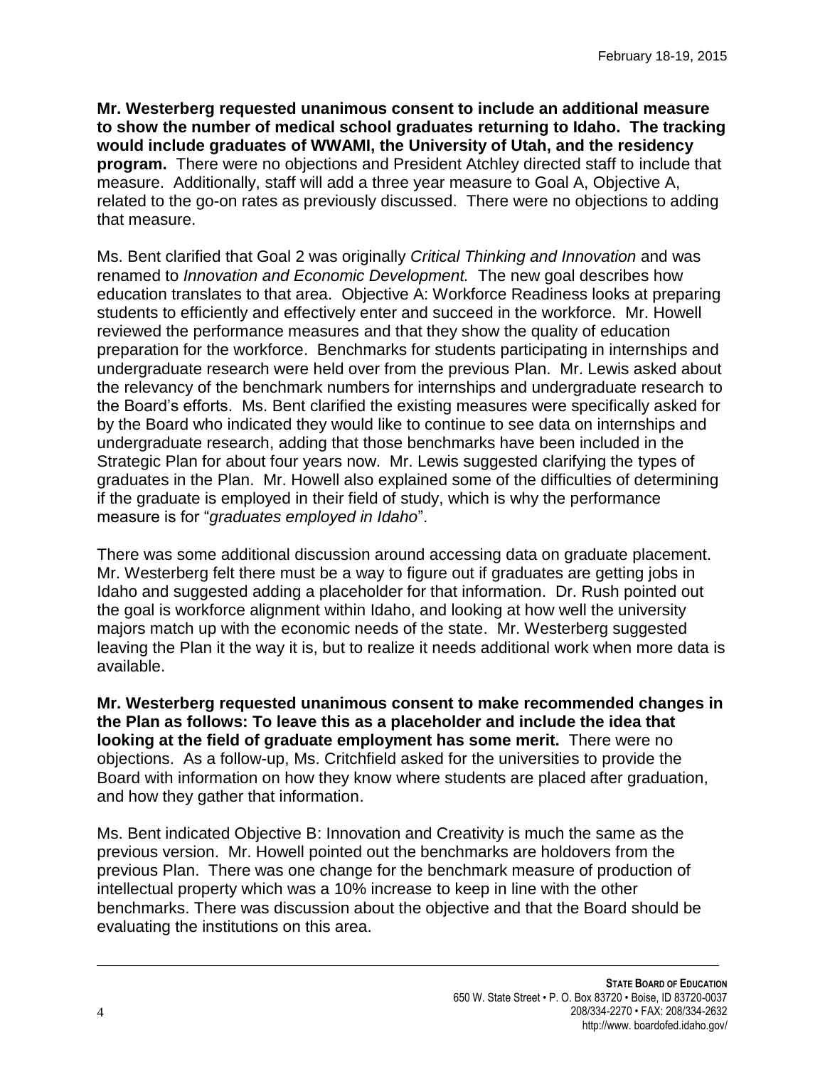**Mr. Westerberg requested unanimous consent to include an additional measure to show the number of medical school graduates returning to Idaho. The tracking would include graduates of WWAMI, the University of Utah, and the residency program.** There were no objections and President Atchley directed staff to include that measure. Additionally, staff will add a three year measure to Goal A, Objective A, related to the go-on rates as previously discussed. There were no objections to adding that measure.

Ms. Bent clarified that Goal 2 was originally *Critical Thinking and Innovation* and was renamed to *Innovation and Economic Development.* The new goal describes how education translates to that area. Objective A: Workforce Readiness looks at preparing students to efficiently and effectively enter and succeed in the workforce. Mr. Howell reviewed the performance measures and that they show the quality of education preparation for the workforce. Benchmarks for students participating in internships and undergraduate research were held over from the previous Plan. Mr. Lewis asked about the relevancy of the benchmark numbers for internships and undergraduate research to the Board's efforts. Ms. Bent clarified the existing measures were specifically asked for by the Board who indicated they would like to continue to see data on internships and undergraduate research, adding that those benchmarks have been included in the Strategic Plan for about four years now. Mr. Lewis suggested clarifying the types of graduates in the Plan. Mr. Howell also explained some of the difficulties of determining if the graduate is employed in their field of study, which is why the performance measure is for "*graduates employed in Idaho*".

There was some additional discussion around accessing data on graduate placement. Mr. Westerberg felt there must be a way to figure out if graduates are getting jobs in Idaho and suggested adding a placeholder for that information. Dr. Rush pointed out the goal is workforce alignment within Idaho, and looking at how well the university majors match up with the economic needs of the state. Mr. Westerberg suggested leaving the Plan it the way it is, but to realize it needs additional work when more data is available.

**Mr. Westerberg requested unanimous consent to make recommended changes in the Plan as follows: To leave this as a placeholder and include the idea that looking at the field of graduate employment has some merit.** There were no objections. As a follow-up, Ms. Critchfield asked for the universities to provide the Board with information on how they know where students are placed after graduation, and how they gather that information.

Ms. Bent indicated Objective B: Innovation and Creativity is much the same as the previous version. Mr. Howell pointed out the benchmarks are holdovers from the previous Plan. There was one change for the benchmark measure of production of intellectual property which was a 10% increase to keep in line with the other benchmarks. There was discussion about the objective and that the Board should be evaluating the institutions on this area.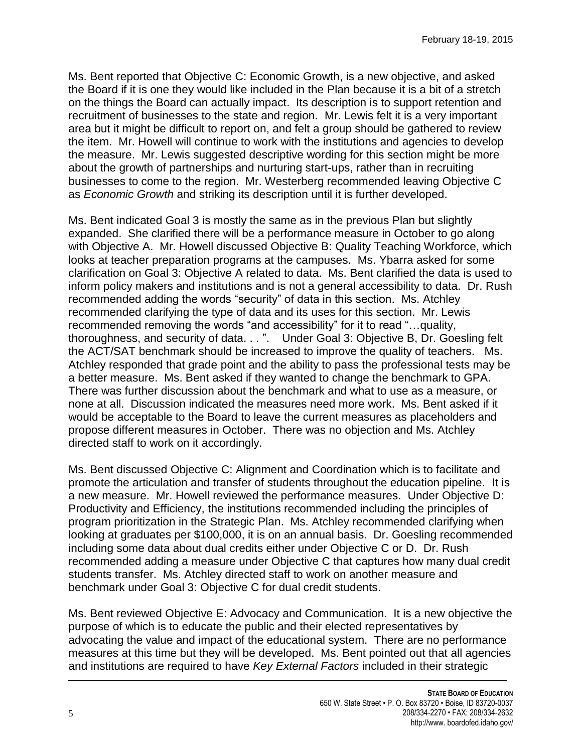Ms. Bent reported that Objective C: Economic Growth, is a new objective, and asked the Board if it is one they would like included in the Plan because it is a bit of a stretch on the things the Board can actually impact. Its description is to support retention and recruitment of businesses to the state and region. Mr. Lewis felt it is a very important area but it might be difficult to report on, and felt a group should be gathered to review the item. Mr. Howell will continue to work with the institutions and agencies to develop the measure. Mr. Lewis suggested descriptive wording for this section might be more about the growth of partnerships and nurturing start-ups, rather than in recruiting businesses to come to the region. Mr. Westerberg recommended leaving Objective C as *Economic Growth* and striking its description until it is further developed.

Ms. Bent indicated Goal 3 is mostly the same as in the previous Plan but slightly expanded. She clarified there will be a performance measure in October to go along with Objective A. Mr. Howell discussed Objective B: Quality Teaching Workforce, which looks at teacher preparation programs at the campuses. Ms. Ybarra asked for some clarification on Goal 3: Objective A related to data. Ms. Bent clarified the data is used to inform policy makers and institutions and is not a general accessibility to data. Dr. Rush recommended adding the words "security" of data in this section. Ms. Atchley recommended clarifying the type of data and its uses for this section. Mr. Lewis recommended removing the words "and accessibility" for it to read "…quality, thoroughness, and security of data. . . ". Under Goal 3: Objective B, Dr. Goesling felt the ACT/SAT benchmark should be increased to improve the quality of teachers. Ms. Atchley responded that grade point and the ability to pass the professional tests may be a better measure. Ms. Bent asked if they wanted to change the benchmark to GPA. There was further discussion about the benchmark and what to use as a measure, or none at all. Discussion indicated the measures need more work. Ms. Bent asked if it would be acceptable to the Board to leave the current measures as placeholders and propose different measures in October. There was no objection and Ms. Atchley directed staff to work on it accordingly.

Ms. Bent discussed Objective C: Alignment and Coordination which is to facilitate and promote the articulation and transfer of students throughout the education pipeline. It is a new measure. Mr. Howell reviewed the performance measures. Under Objective D: Productivity and Efficiency, the institutions recommended including the principles of program prioritization in the Strategic Plan. Ms. Atchley recommended clarifying when looking at graduates per $100,000, it is on an annual basis. Dr. Goesling recommended including some data about dual credits either under Objective C or D. Dr. Rush recommended adding a measure under Objective C that captures how many dual credit students transfer. Ms. Atchley directed staff to work on another measure and benchmark under Goal 3: Objective C for dual credit students.

Ms. Bent reviewed Objective E: Advocacy and Communication. It is a new objective the purpose of which is to educate the public and their elected representatives by advocating the value and impact of the educational system. There are no performance measures at this time but they will be developed. Ms. Bent pointed out that all agencies and institutions are required to have *Key External Factors* included in their strategic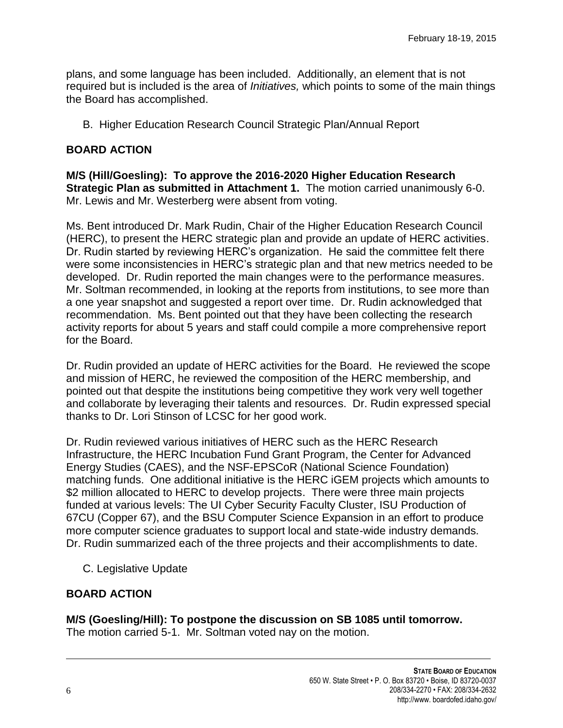plans, and some language has been included. Additionally, an element that is not required but is included is the area of *Initiatives,* which points to some of the main things the Board has accomplished.

B. Higher Education Research Council Strategic Plan/Annual Report

**BOARD ACTION**

**M/S (Hill/Goesling): To approve the 2016-2020 Higher Education Research Strategic Plan as submitted in Attachment 1.** The motion carried unanimously 6-0. Mr. Lewis and Mr. Westerberg were absent from voting.

Ms. Bent introduced Dr. Mark Rudin, Chair of the Higher Education Research Council (HERC), to present the HERC strategic plan and provide an update of HERC activities. Dr. Rudin started by reviewing HERC's organization. He said the committee felt there were some inconsistencies in HERC's strategic plan and that new metrics needed to be developed. Dr. Rudin reported the main changes were to the performance measures. Mr. Soltman recommended, in looking at the reports from institutions, to see more than a one year snapshot and suggested a report over time. Dr. Rudin acknowledged that recommendation. Ms. Bent pointed out that they have been collecting the research activity reports for about 5 years and staff could compile a more comprehensive report for the Board.

Dr. Rudin provided an update of HERC activities for the Board. He reviewed the scope and mission of HERC, he reviewed the composition of the HERC membership, and pointed out that despite the institutions being competitive they work very well together and collaborate by leveraging their talents and resources. Dr. Rudin expressed special thanks to Dr. Lori Stinson of LCSC for her good work.

Dr. Rudin reviewed various initiatives of HERC such as the HERC Research Infrastructure, the HERC Incubation Fund Grant Program, the Center for Advanced Energy Studies (CAES), and the NSF-EPSCoR (National Science Foundation) matching funds. One additional initiative is the HERC iGEM projects which amounts to \$2 million allocated to HERC to develop projects. There were three main projects funded at various levels: The UI Cyber Security Faculty Cluster, ISU Production of 67CU (Copper 67), and the BSU Computer Science Expansion in an effort to produce more computer science graduates to support local and state-wide industry demands. Dr. Rudin summarized each of the three projects and their accomplishments to date.

C. Legislative Update

**BOARD ACTION**

**M/S (Goesling/Hill): To postpone the discussion on SB 1085 until tomorrow.** The motion carried 5-1. Mr. Soltman voted nay on the motion.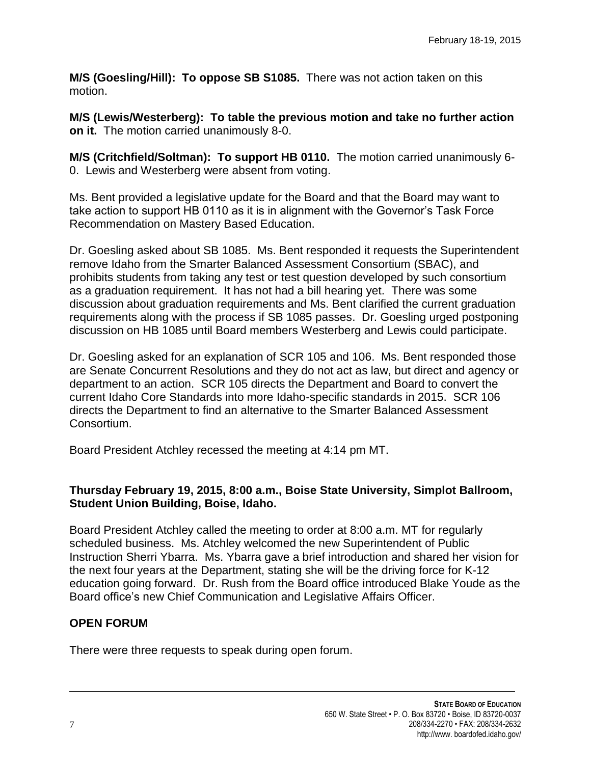**M/S (Goesling/Hill): To oppose SB S1085.** There was not action taken on this motion.

**M/S (Lewis/Westerberg): To table the previous motion and take no further action on it.** The motion carried unanimously 8-0.

**M/S (Critchfield/Soltman): To support HB 0110.** The motion carried unanimously 6-0. Lewis and Westerberg were absent from voting.

Ms. Bent provided a legislative update for the Board and that the Board may want to take action to support HB 0110 as it is in alignment with the Governor's Task Force Recommendation on Mastery Based Education.

Dr. Goesling asked about SB 1085. Ms. Bent responded it requests the Superintendent remove Idaho from the Smarter Balanced Assessment Consortium (SBAC), and prohibits students from taking any test or test question developed by such consortium as a graduation requirement. It has not had a bill hearing yet. There was some discussion about graduation requirements and Ms. Bent clarified the current graduation requirements along with the process if SB 1085 passes. Dr. Goesling urged postponing discussion on HB 1085 until Board members Westerberg and Lewis could participate.

Dr. Goesling asked for an explanation of SCR 105 and 106. Ms. Bent responded those are Senate Concurrent Resolutions and they do not act as law, but direct and agency or department to an action. SCR 105 directs the Department and Board to convert the current Idaho Core Standards into more Idaho-specific standards in 2015. SCR 106 directs the Department to find an alternative to the Smarter Balanced Assessment Consortium.

Board President Atchley recessed the meeting at 4:14 pm MT.

**Thursday February 19, 2015, 8:00 a.m., Boise State University, Simplot Ballroom, Student Union Building, Boise, Idaho.**

Board President Atchley called the meeting to order at 8:00 a.m. MT for regularly scheduled business. Ms. Atchley welcomed the new Superintendent of Public Instruction Sherri Ybarra. Ms. Ybarra gave a brief introduction and shared her vision for the next four years at the Department, stating she will be the driving force for K-12 education going forward. Dr. Rush from the Board office introduced Blake Youde as the Board office's new Chief Communication and Legislative Affairs Officer.

## OPEN FORUM

There were three requests to speak during open forum.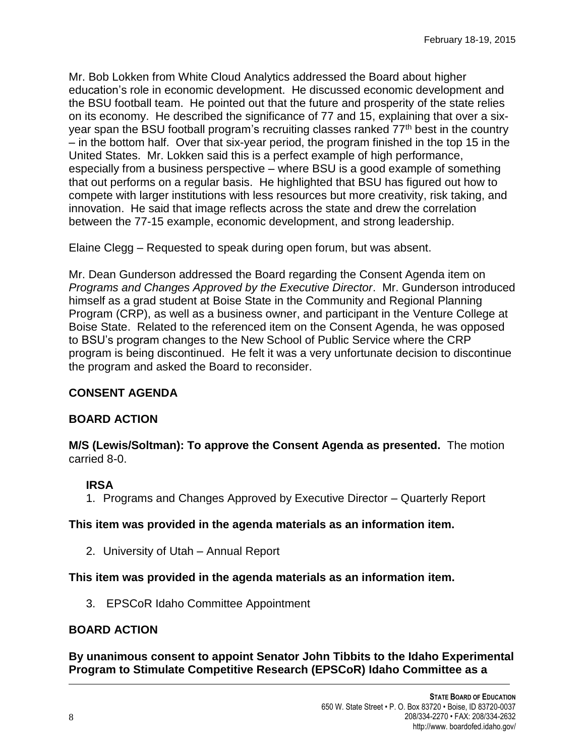Mr. Bob Lokken from White Cloud Analytics addressed the Board about higher education's role in economic development. He discussed economic development and the BSU football team. He pointed out that the future and prosperity of the state relies on its economy. He described the significance of 77 and 15, explaining that over a six-year span the BSU football program's recruiting classes ranked 77th best in the country – in the bottom half. Over that six-year period, the program finished in the top 15 in the United States. Mr. Lokken said this is a perfect example of high performance, especially from a business perspective – where BSU is a good example of something that out performs on a regular basis. He highlighted that BSU has figured out how to compete with larger institutions with less resources but more creativity, risk taking, and innovation. He said that image reflects across the state and drew the correlation between the 77-15 example, economic development, and strong leadership.

Elaine Clegg – Requested to speak during open forum, but was absent.

Mr. Dean Gunderson addressed the Board regarding the Consent Agenda item on *Programs and Changes Approved by the Executive Director*. Mr. Gunderson introduced himself as a grad student at Boise State in the Community and Regional Planning Program (CRP), as well as a business owner, and participant in the Venture College at Boise State. Related to the referenced item on the Consent Agenda, he was opposed to BSU's program changes to the New School of Public Service where the CRP program is being discontinued. He felt it was a very unfortunate decision to discontinue the program and asked the Board to reconsider.

**CONSENT AGENDA**

**BOARD ACTION**

**M/S (Lewis/Soltman): To approve the Consent Agenda as presented.** The motion carried 8-0.

**IRSA**

1. Programs and Changes Approved by Executive Director – Quarterly Report

**This item was provided in the agenda materials as an information item.**

2. University of Utah – Annual Report

**This item was provided in the agenda materials as an information item.**

3. EPSCoR Idaho Committee Appointment

**BOARD ACTION**

**By unanimous consent to appoint Senator John Tibbits to the Idaho Experimental Program to Stimulate Competitive Research (EPSCoR) Idaho Committee as a**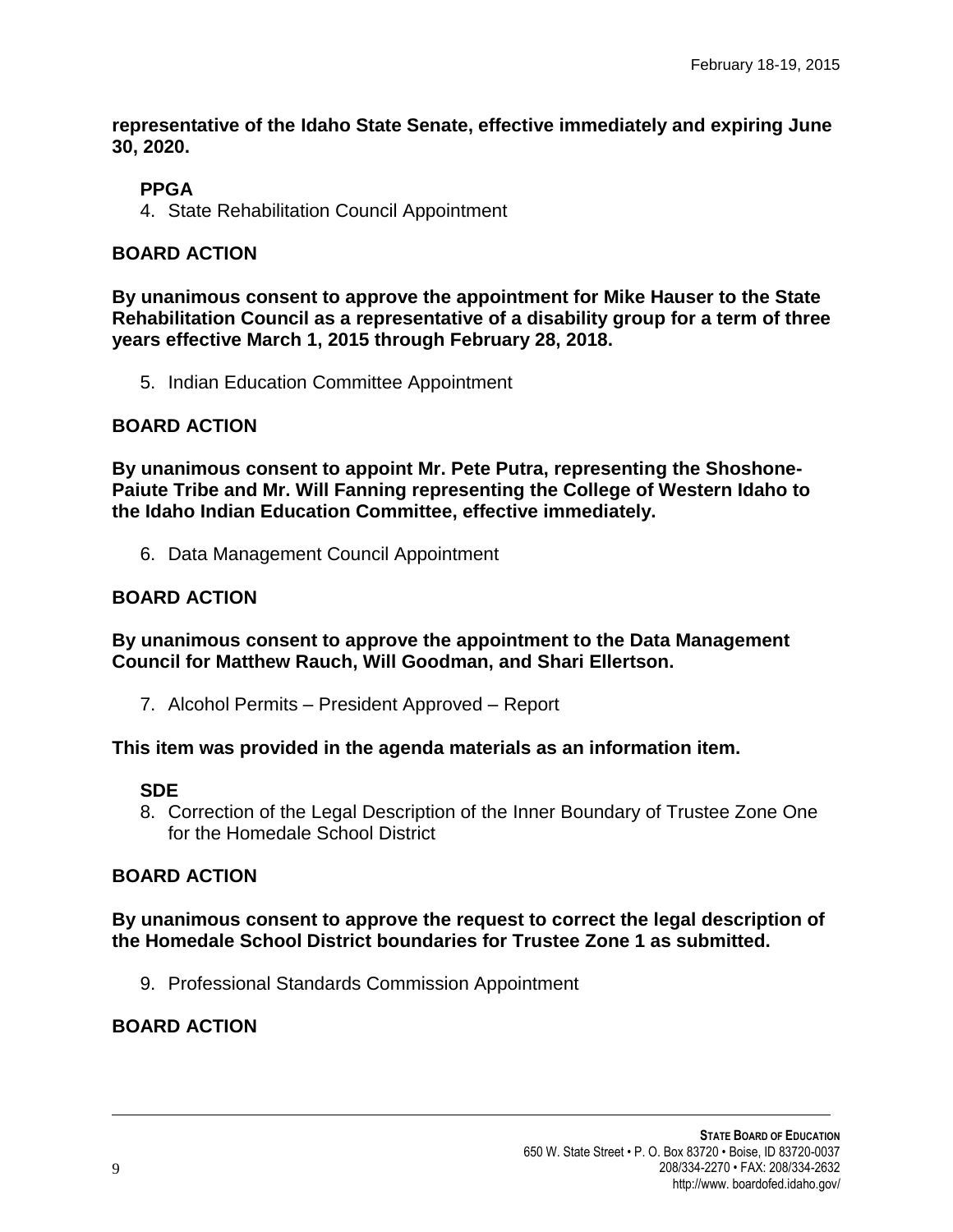**representative of the Idaho State Senate, effective immediately and expiring June 30, 2020.**

**PPGA**

4. State Rehabilitation Council Appointment

**BOARD ACTION**

**By unanimous consent to approve the appointment for Mike Hauser to the State Rehabilitation Council as a representative of a disability group for a term of three years effective March 1, 2015 through February 28, 2018.**

5. Indian Education Committee Appointment

**BOARD ACTION**

**By unanimous consent to appoint Mr. Pete Putra, representing the Shoshone-Paiute Tribe and Mr. Will Fanning representing the College of Western Idaho to the Idaho Indian Education Committee, effective immediately.**

6. Data Management Council Appointment

**BOARD ACTION**

**By unanimous consent to approve the appointment to the Data Management Council for Matthew Rauch, Will Goodman, and Shari Ellertson.**

7. Alcohol Permits – President Approved – Report

**This item was provided in the agenda materials as an information item.**

**SDE**

8. Correction of the Legal Description of the Inner Boundary of Trustee Zone One for the Homedale School District

**BOARD ACTION**

**By unanimous consent to approve the request to correct the legal description of the Homedale School District boundaries for Trustee Zone 1 as submitted.**

9. Professional Standards Commission Appointment

**BOARD ACTION**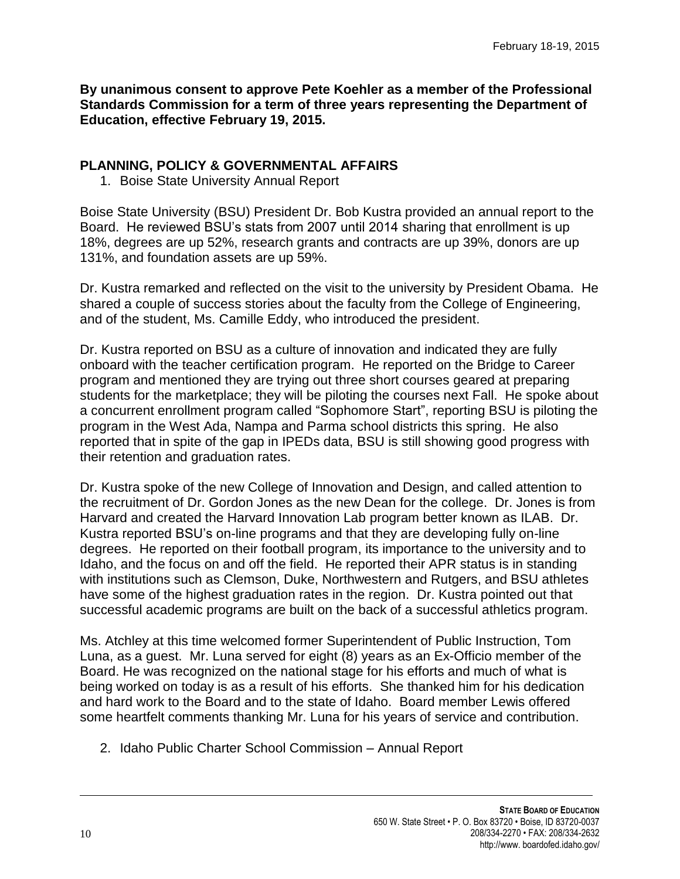**By unanimous consent to approve Pete Koehler as a member of the Professional Standards Commission for a term of three years representing the Department of Education, effective February 19, 2015.**

## PLANNING, POLICY & GOVERNMENTAL AFFAIRS

1. Boise State University Annual Report

Boise State University (BSU) President Dr. Bob Kustra provided an annual report to the Board. He reviewed BSU's stats from 2007 until 2014 sharing that enrollment is up 18%, degrees are up 52%, research grants and contracts are up 39%, donors are up 131%, and foundation assets are up 59%.

Dr. Kustra remarked and reflected on the visit to the university by President Obama. He shared a couple of success stories about the faculty from the College of Engineering, and of the student, Ms. Camille Eddy, who introduced the president.

Dr. Kustra reported on BSU as a culture of innovation and indicated they are fully onboard with the teacher certification program. He reported on the Bridge to Career program and mentioned they are trying out three short courses geared at preparing students for the marketplace; they will be piloting the courses next Fall. He spoke about a concurrent enrollment program called "Sophomore Start", reporting BSU is piloting the program in the West Ada, Nampa and Parma school districts this spring. He also reported that in spite of the gap in IPEDs data, BSU is still showing good progress with their retention and graduation rates.

Dr. Kustra spoke of the new College of Innovation and Design, and called attention to the recruitment of Dr. Gordon Jones as the new Dean for the college. Dr. Jones is from Harvard and created the Harvard Innovation Lab program better known as ILAB. Dr. Kustra reported BSU's on-line programs and that they are developing fully on-line degrees. He reported on their football program, its importance to the university and to Idaho, and the focus on and off the field. He reported their APR status is in standing with institutions such as Clemson, Duke, Northwestern and Rutgers, and BSU athletes have some of the highest graduation rates in the region. Dr. Kustra pointed out that successful academic programs are built on the back of a successful athletics program.

Ms. Atchley at this time welcomed former Superintendent of Public Instruction, Tom Luna, as a guest. Mr. Luna served for eight (8) years as an Ex-Officio member of the Board. He was recognized on the national stage for his efforts and much of what is being worked on today is as a result of his efforts. She thanked him for his dedication and hard work to the Board and to the state of Idaho. Board member Lewis offered some heartfelt comments thanking Mr. Luna for his years of service and contribution.

2. Idaho Public Charter School Commission – Annual Report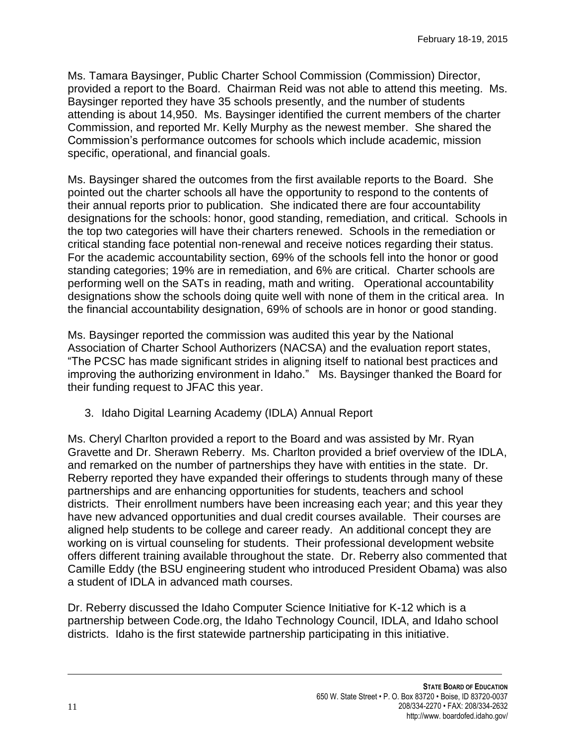Ms. Tamara Baysinger, Public Charter School Commission (Commission) Director, provided a report to the Board. Chairman Reid was not able to attend this meeting. Ms. Baysinger reported they have 35 schools presently, and the number of students attending is about 14,950. Ms. Baysinger identified the current members of the charter Commission, and reported Mr. Kelly Murphy as the newest member. She shared the Commission's performance outcomes for schools which include academic, mission specific, operational, and financial goals.

Ms. Baysinger shared the outcomes from the first available reports to the Board. She pointed out the charter schools all have the opportunity to respond to the contents of their annual reports prior to publication. She indicated there are four accountability designations for the schools: honor, good standing, remediation, and critical. Schools in the top two categories will have their charters renewed. Schools in the remediation or critical standing face potential non-renewal and receive notices regarding their status. For the academic accountability section, 69% of the schools fell into the honor or good standing categories; 19% are in remediation, and 6% are critical. Charter schools are performing well on the SATs in reading, math and writing. Operational accountability designations show the schools doing quite well with none of them in the critical area. In the financial accountability designation, 69% of schools are in honor or good standing.

Ms. Baysinger reported the commission was audited this year by the National Association of Charter School Authorizers (NACSA) and the evaluation report states, "The PCSC has made significant strides in aligning itself to national best practices and improving the authorizing environment in Idaho." Ms. Baysinger thanked the Board for their funding request to JFAC this year.

3. Idaho Digital Learning Academy (IDLA) Annual Report

Ms. Cheryl Charlton provided a report to the Board and was assisted by Mr. Ryan Gravette and Dr. Sherawn Reberry. Ms. Charlton provided a brief overview of the IDLA, and remarked on the number of partnerships they have with entities in the state. Dr. Reberry reported they have expanded their offerings to students through many of these partnerships and are enhancing opportunities for students, teachers and school districts. Their enrollment numbers have been increasing each year; and this year they have new advanced opportunities and dual credit courses available. Their courses are aligned help students to be college and career ready. An additional concept they are working on is virtual counseling for students. Their professional development website offers different training available throughout the state. Dr. Reberry also commented that Camille Eddy (the BSU engineering student who introduced President Obama) was also a student of IDLA in advanced math courses.

Dr. Reberry discussed the Idaho Computer Science Initiative for K-12 which is a partnership between Code.org, the Idaho Technology Council, IDLA, and Idaho school districts. Idaho is the first statewide partnership participating in this initiative.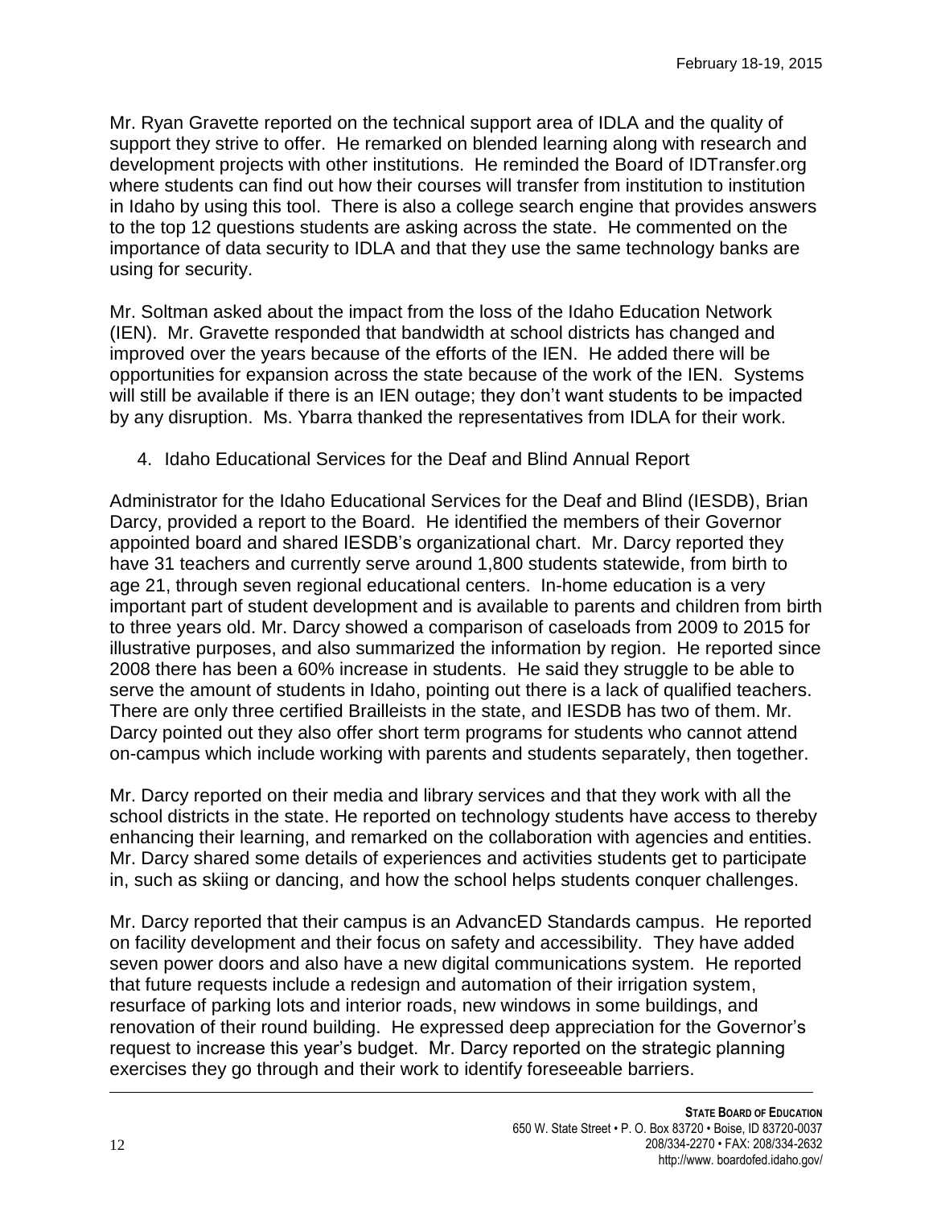Mr. Ryan Gravette reported on the technical support area of IDLA and the quality of support they strive to offer. He remarked on blended learning along with research and development projects with other institutions. He reminded the Board of IDTransfer.org where students can find out how their courses will transfer from institution to institution in Idaho by using this tool. There is also a college search engine that provides answers to the top 12 questions students are asking across the state. He commented on the importance of data security to IDLA and that they use the same technology banks are using for security.

Mr. Soltman asked about the impact from the loss of the Idaho Education Network (IEN). Mr. Gravette responded that bandwidth at school districts has changed and improved over the years because of the efforts of the IEN. He added there will be opportunities for expansion across the state because of the work of the IEN. Systems will still be available if there is an IEN outage; they don't want students to be impacted by any disruption. Ms. Ybarra thanked the representatives from IDLA for their work.

4. Idaho Educational Services for the Deaf and Blind Annual Report

Administrator for the Idaho Educational Services for the Deaf and Blind (IESDB), Brian Darcy, provided a report to the Board. He identified the members of their Governor appointed board and shared IESDB's organizational chart. Mr. Darcy reported they have 31 teachers and currently serve around 1,800 students statewide, from birth to age 21, through seven regional educational centers. In-home education is a very important part of student development and is available to parents and children from birth to three years old. Mr. Darcy showed a comparison of caseloads from 2009 to 2015 for illustrative purposes, and also summarized the information by region. He reported since 2008 there has been a 60% increase in students. He said they struggle to be able to serve the amount of students in Idaho, pointing out there is a lack of qualified teachers. There are only three certified Brailleists in the state, and IESDB has two of them. Mr. Darcy pointed out they also offer short term programs for students who cannot attend on-campus which include working with parents and students separately, then together.

Mr. Darcy reported on their media and library services and that they work with all the school districts in the state. He reported on technology students have access to thereby enhancing their learning, and remarked on the collaboration with agencies and entities. Mr. Darcy shared some details of experiences and activities students get to participate in, such as skiing or dancing, and how the school helps students conquer challenges.

Mr. Darcy reported that their campus is an AdvancED Standards campus. He reported on facility development and their focus on safety and accessibility. They have added seven power doors and also have a new digital communications system. He reported that future requests include a redesign and automation of their irrigation system, resurface of parking lots and interior roads, new windows in some buildings, and renovation of their round building. He expressed deep appreciation for the Governor's request to increase this year's budget. Mr. Darcy reported on the strategic planning exercises they go through and their work to identify foreseeable barriers.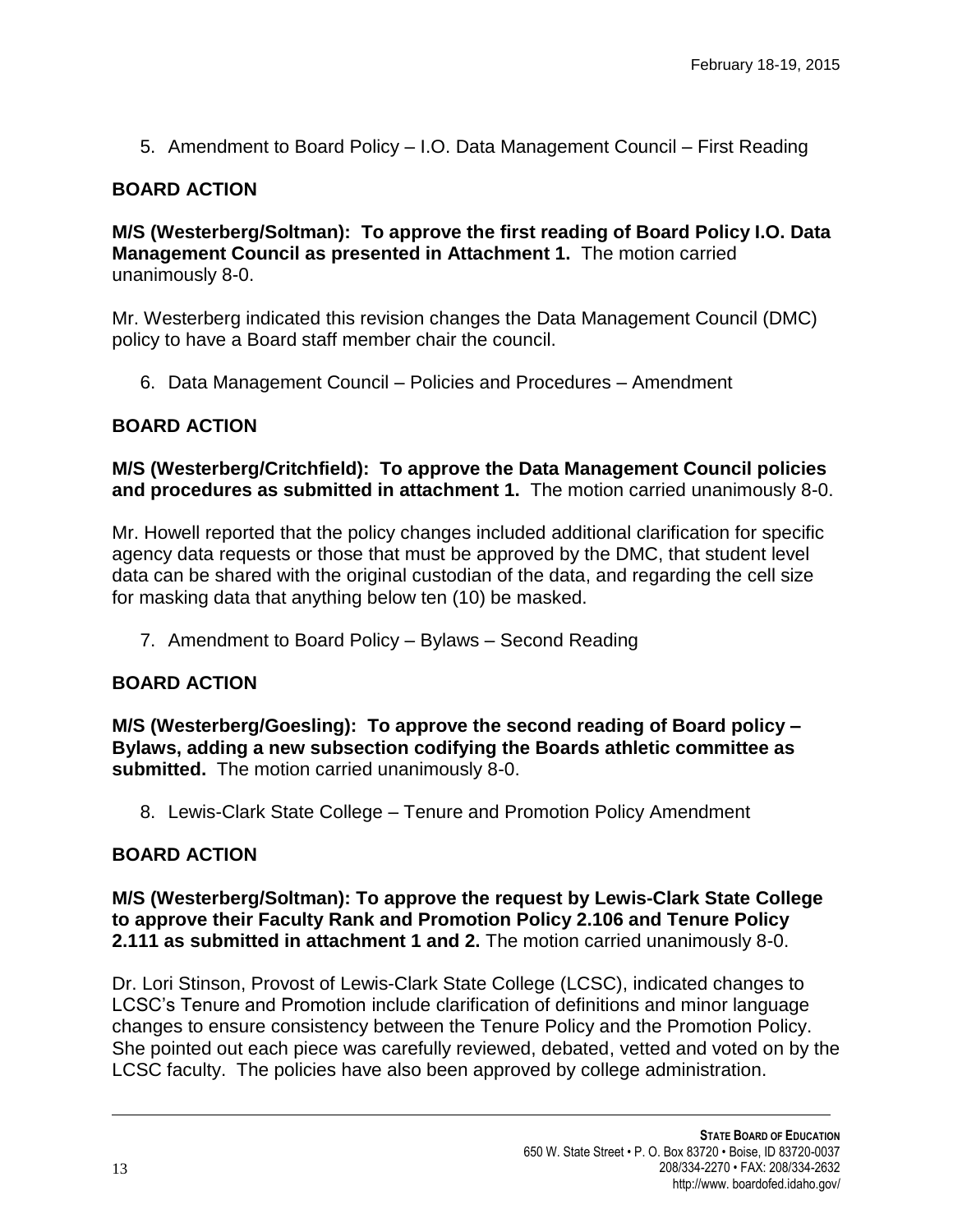5. Amendment to Board Policy – I.O. Data Management Council – First Reading

**BOARD ACTION**

**M/S (Westerberg/Soltman): To approve the first reading of Board Policy I.O. Data Management Council as presented in Attachment 1.** The motion carried unanimously 8-0.

Mr. Westerberg indicated this revision changes the Data Management Council (DMC) policy to have a Board staff member chair the council.

6. Data Management Council – Policies and Procedures – Amendment

**BOARD ACTION**

**M/S (Westerberg/Critchfield): To approve the Data Management Council policies and procedures as submitted in attachment 1.** The motion carried unanimously 8-0.

Mr. Howell reported that the policy changes included additional clarification for specific agency data requests or those that must be approved by the DMC, that student level data can be shared with the original custodian of the data, and regarding the cell size for masking data that anything below ten (10) be masked.

7. Amendment to Board Policy – Bylaws – Second Reading

**BOARD ACTION**

**M/S (Westerberg/Goesling): To approve the second reading of Board policy – Bylaws, adding a new subsection codifying the Boards athletic committee as submitted.** The motion carried unanimously 8-0.

8. Lewis-Clark State College – Tenure and Promotion Policy Amendment

**BOARD ACTION**

**M/S (Westerberg/Soltman): To approve the request by Lewis-Clark State College to approve their Faculty Rank and Promotion Policy 2.106 and Tenure Policy 2.111 as submitted in attachment 1 and 2.** The motion carried unanimously 8-0.

Dr. Lori Stinson, Provost of Lewis-Clark State College (LCSC), indicated changes to LCSC's Tenure and Promotion include clarification of definitions and minor language changes to ensure consistency between the Tenure Policy and the Promotion Policy. She pointed out each piece was carefully reviewed, debated, vetted and voted on by the LCSC faculty. The policies have also been approved by college administration.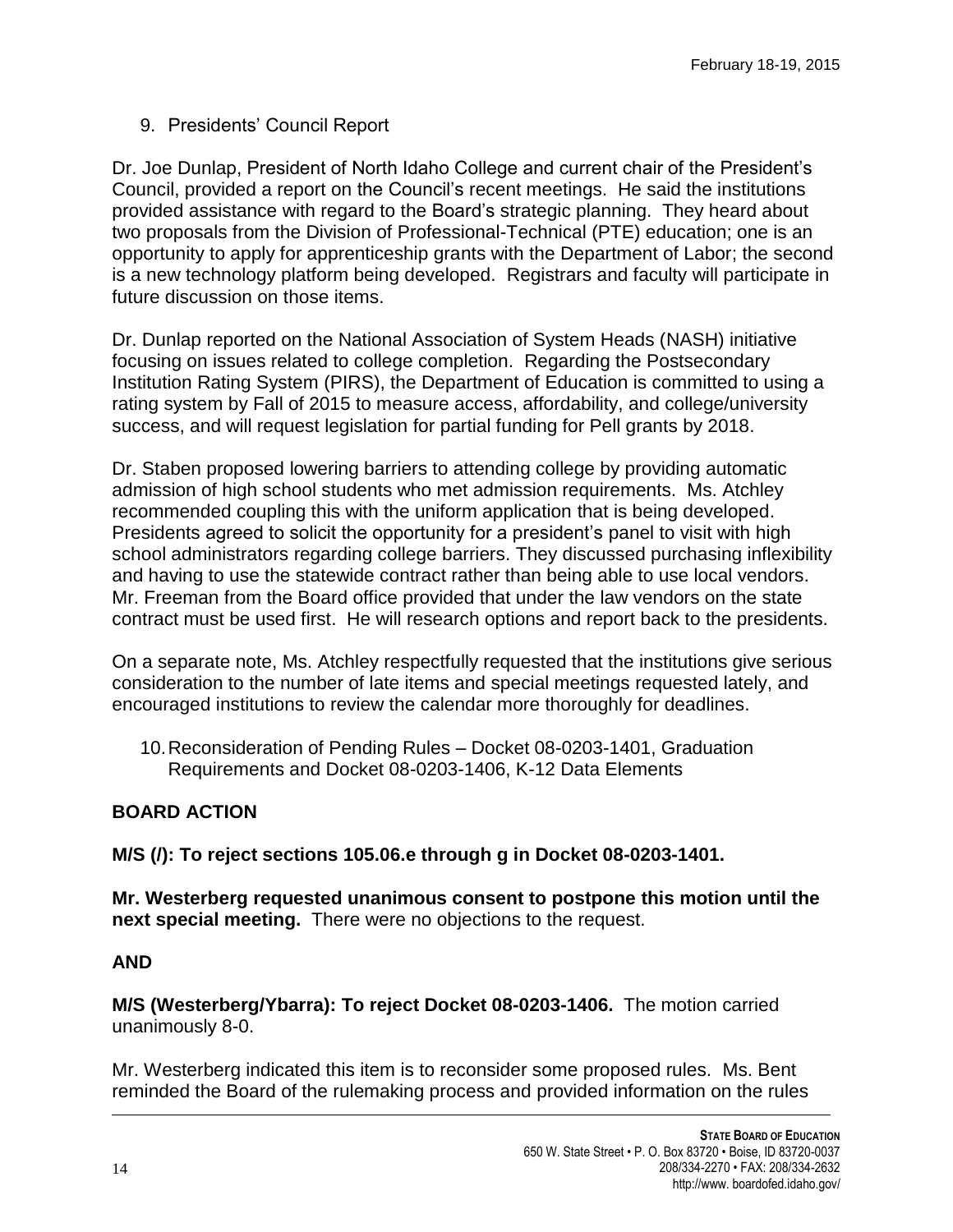9. Presidents' Council Report

Dr. Joe Dunlap, President of North Idaho College and current chair of the President's Council, provided a report on the Council's recent meetings. He said the institutions provided assistance with regard to the Board's strategic planning. They heard about two proposals from the Division of Professional-Technical (PTE) education; one is an opportunity to apply for apprenticeship grants with the Department of Labor; the second is a new technology platform being developed. Registrars and faculty will participate in future discussion on those items.

Dr. Dunlap reported on the National Association of System Heads (NASH) initiative focusing on issues related to college completion. Regarding the Postsecondary Institution Rating System (PIRS), the Department of Education is committed to using a rating system by Fall of 2015 to measure access, affordability, and college/university success, and will request legislation for partial funding for Pell grants by 2018.

Dr. Staben proposed lowering barriers to attending college by providing automatic admission of high school students who met admission requirements. Ms. Atchley recommended coupling this with the uniform application that is being developed. Presidents agreed to solicit the opportunity for a president's panel to visit with high school administrators regarding college barriers. They discussed purchasing inflexibility and having to use the statewide contract rather than being able to use local vendors. Mr. Freeman from the Board office provided that under the law vendors on the state contract must be used first. He will research options and report back to the presidents.

On a separate note, Ms. Atchley respectfully requested that the institutions give serious consideration to the number of late items and special meetings requested lately, and encouraged institutions to review the calendar more thoroughly for deadlines.

10. Reconsideration of Pending Rules – Docket 08-0203-1401, Graduation Requirements and Docket 08-0203-1406, K-12 Data Elements

**BOARD ACTION**

**M/S (/): To reject sections 105.06.e through g in Docket 08-0203-1401.**

**Mr. Westerberg requested unanimous consent to postpone this motion until the next special meeting.** There were no objections to the request.

**AND**

**M/S (Westerberg/Ybarra): To reject Docket 08-0203-1406.** The motion carried unanimously 8-0.

Mr. Westerberg indicated this item is to reconsider some proposed rules. Ms. Bent reminded the Board of the rulemaking process and provided information on the rules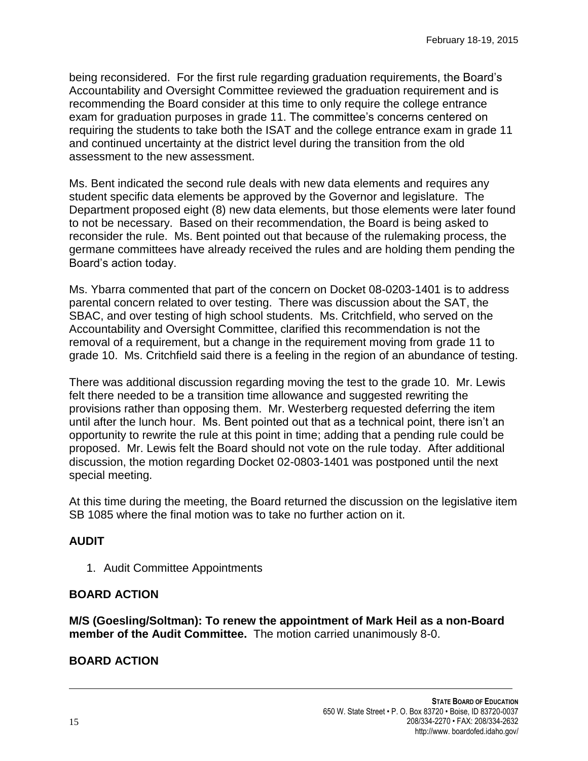being reconsidered. For the first rule regarding graduation requirements, the Board's Accountability and Oversight Committee reviewed the graduation requirement and is recommending the Board consider at this time to only require the college entrance exam for graduation purposes in grade 11. The committee's concerns centered on requiring the students to take both the ISAT and the college entrance exam in grade 11 and continued uncertainty at the district level during the transition from the old assessment to the new assessment.

Ms. Bent indicated the second rule deals with new data elements and requires any student specific data elements be approved by the Governor and legislature. The Department proposed eight (8) new data elements, but those elements were later found to not be necessary. Based on their recommendation, the Board is being asked to reconsider the rule. Ms. Bent pointed out that because of the rulemaking process, the germane committees have already received the rules and are holding them pending the Board's action today.

Ms. Ybarra commented that part of the concern on Docket 08-0203-1401 is to address parental concern related to over testing. There was discussion about the SAT, the SBAC, and over testing of high school students. Ms. Critchfield, who served on the Accountability and Oversight Committee, clarified this recommendation is not the removal of a requirement, but a change in the requirement moving from grade 11 to grade 10. Ms. Critchfield said there is a feeling in the region of an abundance of testing.

There was additional discussion regarding moving the test to the grade 10. Mr. Lewis felt there needed to be a transition time allowance and suggested rewriting the provisions rather than opposing them. Mr. Westerberg requested deferring the item until after the lunch hour. Ms. Bent pointed out that as a technical point, there isn't an opportunity to rewrite the rule at this point in time; adding that a pending rule could be proposed. Mr. Lewis felt the Board should not vote on the rule today. After additional discussion, the motion regarding Docket 02-0803-1401 was postponed until the next special meeting.

At this time during the meeting, the Board returned the discussion on the legislative item SB 1085 where the final motion was to take no further action on it.

## AUDIT

1. Audit Committee Appointments

## BOARD ACTION

**M/S (Goesling/Soltman): To renew the appointment of Mark Heil as a non-Board member of the Audit Committee.** The motion carried unanimously 8-0.

## BOARD ACTION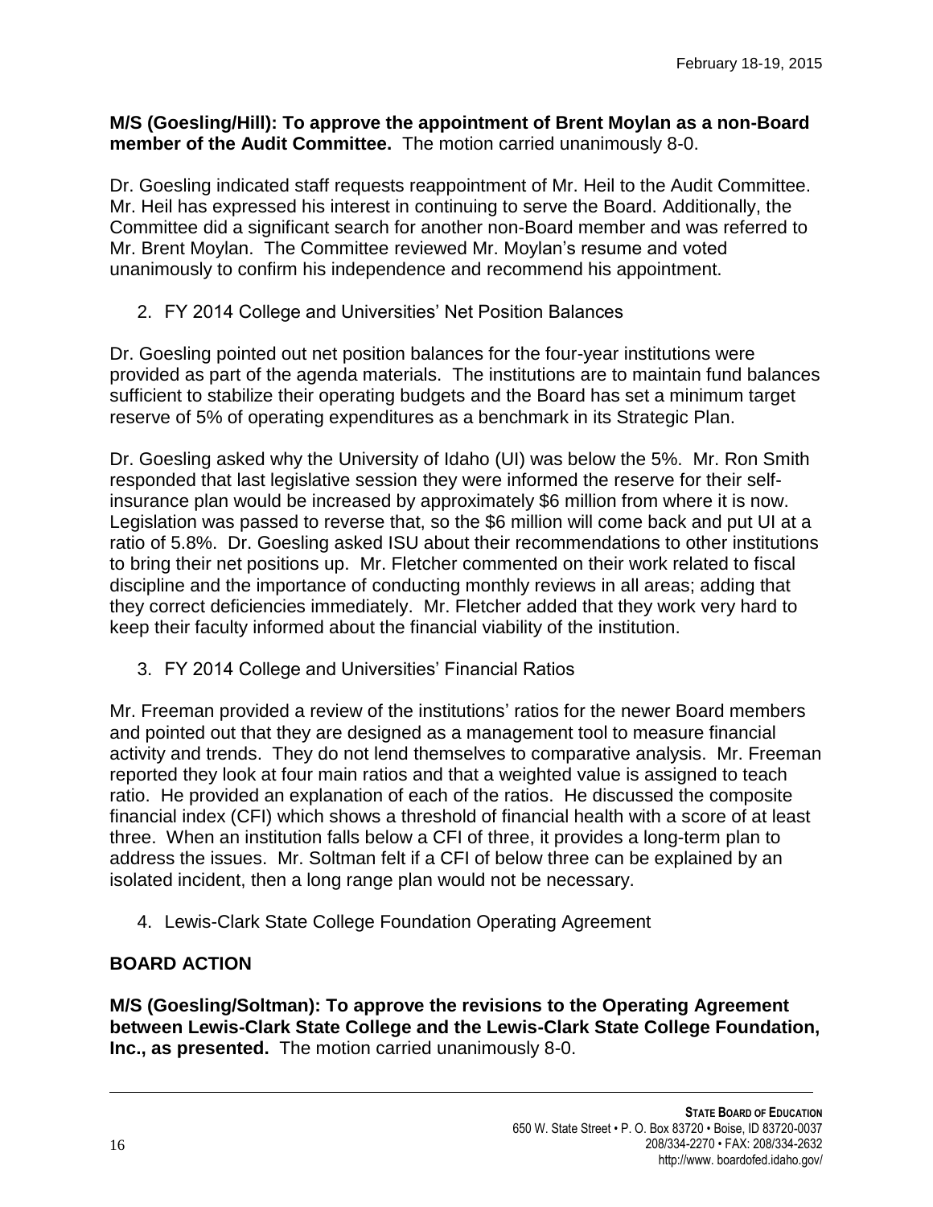**M/S (Goesling/Hill): To approve the appointment of Brent Moylan as a non-Board member of the Audit Committee.** The motion carried unanimously 8-0.

Dr. Goesling indicated staff requests reappointment of Mr. Heil to the Audit Committee. Mr. Heil has expressed his interest in continuing to serve the Board. Additionally, the Committee did a significant search for another non-Board member and was referred to Mr. Brent Moylan. The Committee reviewed Mr. Moylan's resume and voted unanimously to confirm his independence and recommend his appointment.

2. FY 2014 College and Universities' Net Position Balances

Dr. Goesling pointed out net position balances for the four-year institutions were provided as part of the agenda materials. The institutions are to maintain fund balances sufficient to stabilize their operating budgets and the Board has set a minimum target reserve of 5% of operating expenditures as a benchmark in its Strategic Plan.

Dr. Goesling asked why the University of Idaho (UI) was below the 5%. Mr. Ron Smith responded that last legislative session they were informed the reserve for their self-insurance plan would be increased by approximately $6 million from where it is now. Legislation was passed to reverse that, so the $6 million will come back and put UI at a ratio of 5.8%. Dr. Goesling asked ISU about their recommendations to other institutions to bring their net positions up. Mr. Fletcher commented on their work related to fiscal discipline and the importance of conducting monthly reviews in all areas; adding that they correct deficiencies immediately. Mr. Fletcher added that they work very hard to keep their faculty informed about the financial viability of the institution.

3. FY 2014 College and Universities' Financial Ratios

Mr. Freeman provided a review of the institutions' ratios for the newer Board members and pointed out that they are designed as a management tool to measure financial activity and trends. They do not lend themselves to comparative analysis. Mr. Freeman reported they look at four main ratios and that a weighted value is assigned to teach ratio. He provided an explanation of each of the ratios. He discussed the composite financial index (CFI) which shows a threshold of financial health with a score of at least three. When an institution falls below a CFI of three, it provides a long-term plan to address the issues. Mr. Soltman felt if a CFI of below three can be explained by an isolated incident, then a long range plan would not be necessary.

4. Lewis-Clark State College Foundation Operating Agreement

## BOARD ACTION

**M/S (Goesling/Soltman): To approve the revisions to the Operating Agreement between Lewis-Clark State College and the Lewis-Clark State College Foundation, Inc., as presented.** The motion carried unanimously 8-0.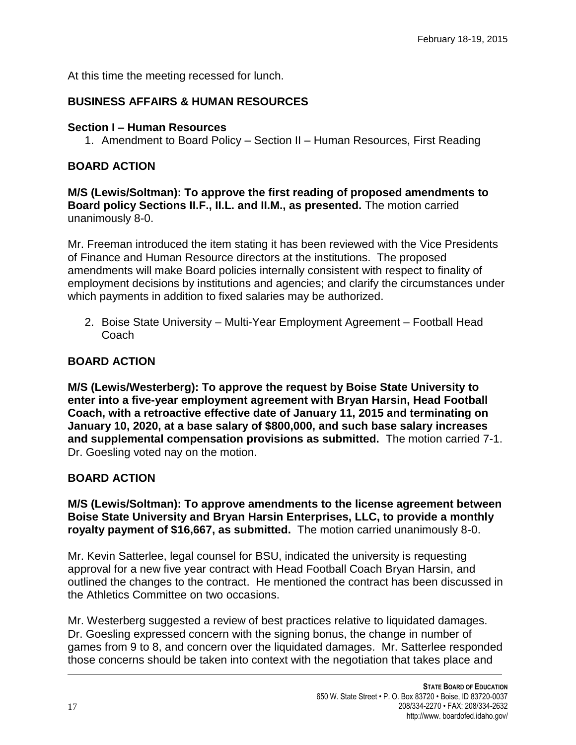At this time the meeting recessed for lunch.

## BUSINESS AFFAIRS & HUMAN RESOURCES

### Section I – Human Resources

1. Amendment to Board Policy – Section II – Human Resources, First Reading

### BOARD ACTION

**M/S (Lewis/Soltman): To approve the first reading of proposed amendments to Board policy Sections II.F., II.L. and II.M., as presented.** The motion carried unanimously 8-0.

Mr. Freeman introduced the item stating it has been reviewed with the Vice Presidents of Finance and Human Resource directors at the institutions. The proposed amendments will make Board policies internally consistent with respect to finality of employment decisions by institutions and agencies; and clarify the circumstances under which payments in addition to fixed salaries may be authorized.

2. Boise State University – Multi-Year Employment Agreement – Football Head Coach

### BOARD ACTION

**M/S (Lewis/Westerberg): To approve the request by Boise State University to enter into a five-year employment agreement with Bryan Harsin, Head Football Coach, with a retroactive effective date of January 11, 2015 and terminating on January 10, 2020, at a base salary of $800,000, and such base salary increases and supplemental compensation provisions as submitted.** The motion carried 7-1. Dr. Goesling voted nay on the motion.

### BOARD ACTION

**M/S (Lewis/Soltman): To approve amendments to the license agreement between Boise State University and Bryan Harsin Enterprises, LLC, to provide a monthly royalty payment of $16,667, as submitted.** The motion carried unanimously 8-0.

Mr. Kevin Satterlee, legal counsel for BSU, indicated the university is requesting approval for a new five year contract with Head Football Coach Bryan Harsin, and outlined the changes to the contract. He mentioned the contract has been discussed in the Athletics Committee on two occasions.

Mr. Westerberg suggested a review of best practices relative to liquidated damages. Dr. Goesling expressed concern with the signing bonus, the change in number of games from 9 to 8, and concern over the liquidated damages. Mr. Satterlee responded those concerns should be taken into context with the negotiation that takes place and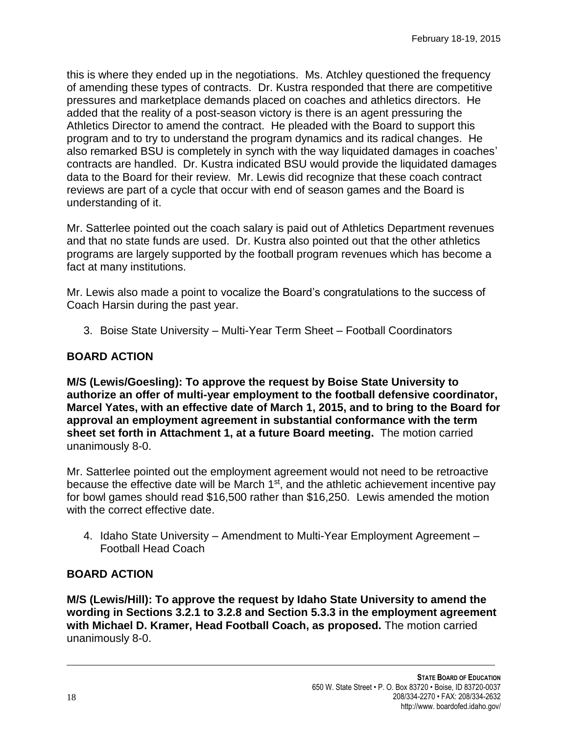this is where they ended up in the negotiations. Ms. Atchley questioned the frequency of amending these types of contracts. Dr. Kustra responded that there are competitive pressures and marketplace demands placed on coaches and athletics directors. He added that the reality of a post-season victory is there is an agent pressuring the Athletics Director to amend the contract. He pleaded with the Board to support this program and to try to understand the program dynamics and its radical changes. He also remarked BSU is completely in synch with the way liquidated damages in coaches' contracts are handled. Dr. Kustra indicated BSU would provide the liquidated damages data to the Board for their review. Mr. Lewis did recognize that these coach contract reviews are part of a cycle that occur with end of season games and the Board is understanding of it.

Mr. Satterlee pointed out the coach salary is paid out of Athletics Department revenues and that no state funds are used. Dr. Kustra also pointed out that the other athletics programs are largely supported by the football program revenues which has become a fact at many institutions.

Mr. Lewis also made a point to vocalize the Board's congratulations to the success of Coach Harsin during the past year.

3. Boise State University – Multi-Year Term Sheet – Football Coordinators

**BOARD ACTION**

**M/S (Lewis/Goesling): To approve the request by Boise State University to authorize an offer of multi-year employment to the football defensive coordinator, Marcel Yates, with an effective date of March 1, 2015, and to bring to the Board for approval an employment agreement in substantial conformance with the term sheet set forth in Attachment 1, at a future Board meeting.** The motion carried unanimously 8-0.

Mr. Satterlee pointed out the employment agreement would not need to be retroactive because the effective date will be March 1st, and the athletic achievement incentive pay for bowl games should read $16,500 rather than $16,250. Lewis amended the motion with the correct effective date.

4. Idaho State University – Amendment to Multi-Year Employment Agreement – Football Head Coach

**BOARD ACTION**

**M/S (Lewis/Hill): To approve the request by Idaho State University to amend the wording in Sections 3.2.1 to 3.2.8 and Section 5.3.3 in the employment agreement with Michael D. Kramer, Head Football Coach, as proposed.** The motion carried unanimously 8-0.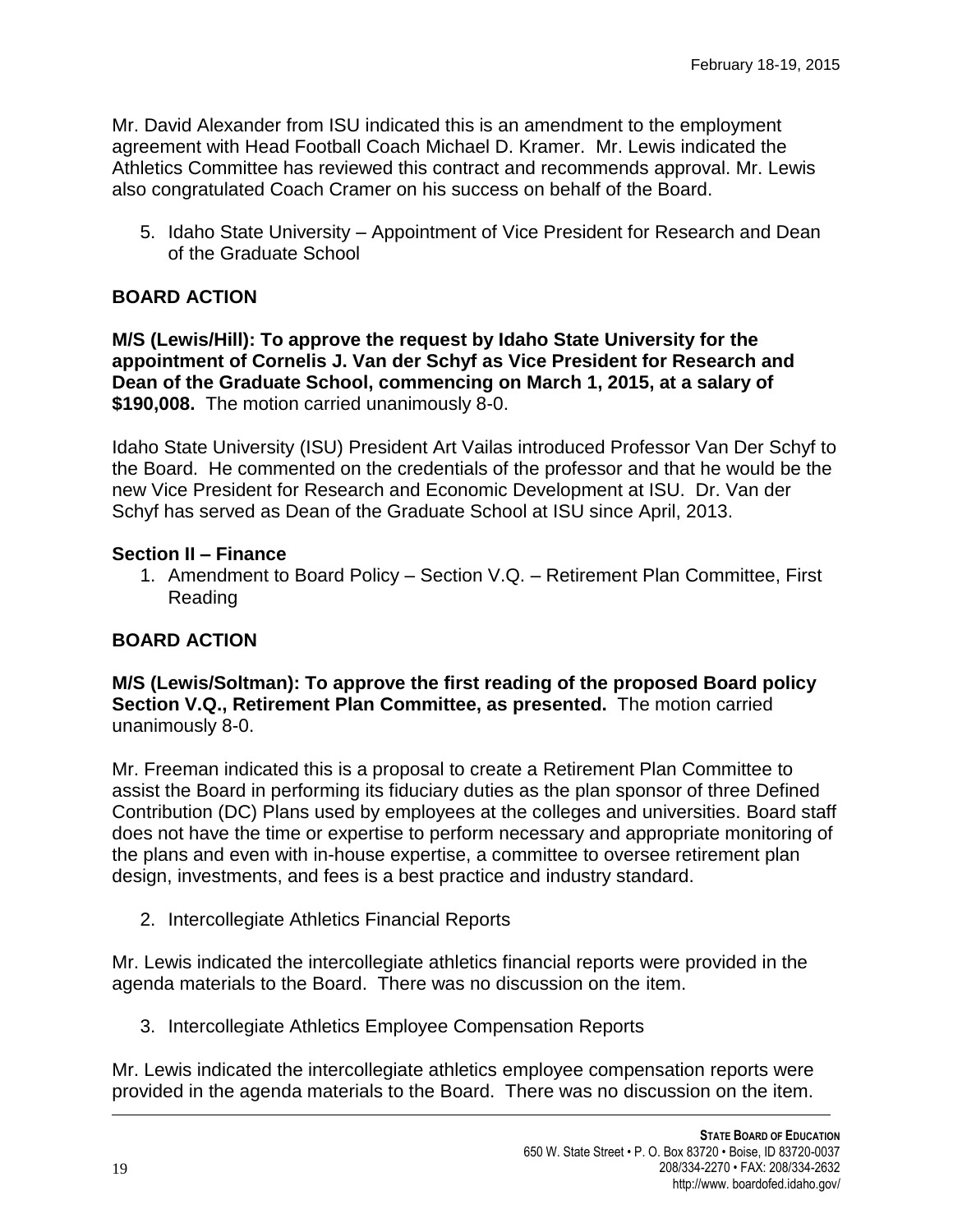Mr. David Alexander from ISU indicated this is an amendment to the employment agreement with Head Football Coach Michael D. Kramer. Mr. Lewis indicated the Athletics Committee has reviewed this contract and recommends approval. Mr. Lewis also congratulated Coach Cramer on his success on behalf of the Board.

5. Idaho State University – Appointment of Vice President for Research and Dean of the Graduate School

**BOARD ACTION**

**M/S (Lewis/Hill): To approve the request by Idaho State University for the appointment of Cornelis J. Van der Schyf as Vice President for Research and Dean of the Graduate School, commencing on March 1, 2015, at a salary of $190,008.** The motion carried unanimously 8-0.

Idaho State University (ISU) President Art Vailas introduced Professor Van Der Schyf to the Board. He commented on the credentials of the professor and that he would be the new Vice President for Research and Economic Development at ISU. Dr. Van der Schyf has served as Dean of the Graduate School at ISU since April, 2013.

**Section II – Finance**

1. Amendment to Board Policy – Section V.Q. – Retirement Plan Committee, First Reading

**BOARD ACTION**

**M/S (Lewis/Soltman): To approve the first reading of the proposed Board policy Section V.Q., Retirement Plan Committee, as presented.** The motion carried unanimously 8-0.

Mr. Freeman indicated this is a proposal to create a Retirement Plan Committee to assist the Board in performing its fiduciary duties as the plan sponsor of three Defined Contribution (DC) Plans used by employees at the colleges and universities. Board staff does not have the time or expertise to perform necessary and appropriate monitoring of the plans and even with in-house expertise, a committee to oversee retirement plan design, investments, and fees is a best practice and industry standard.

2. Intercollegiate Athletics Financial Reports

Mr. Lewis indicated the intercollegiate athletics financial reports were provided in the agenda materials to the Board. There was no discussion on the item.

3. Intercollegiate Athletics Employee Compensation Reports

Mr. Lewis indicated the intercollegiate athletics employee compensation reports were provided in the agenda materials to the Board. There was no discussion on the item.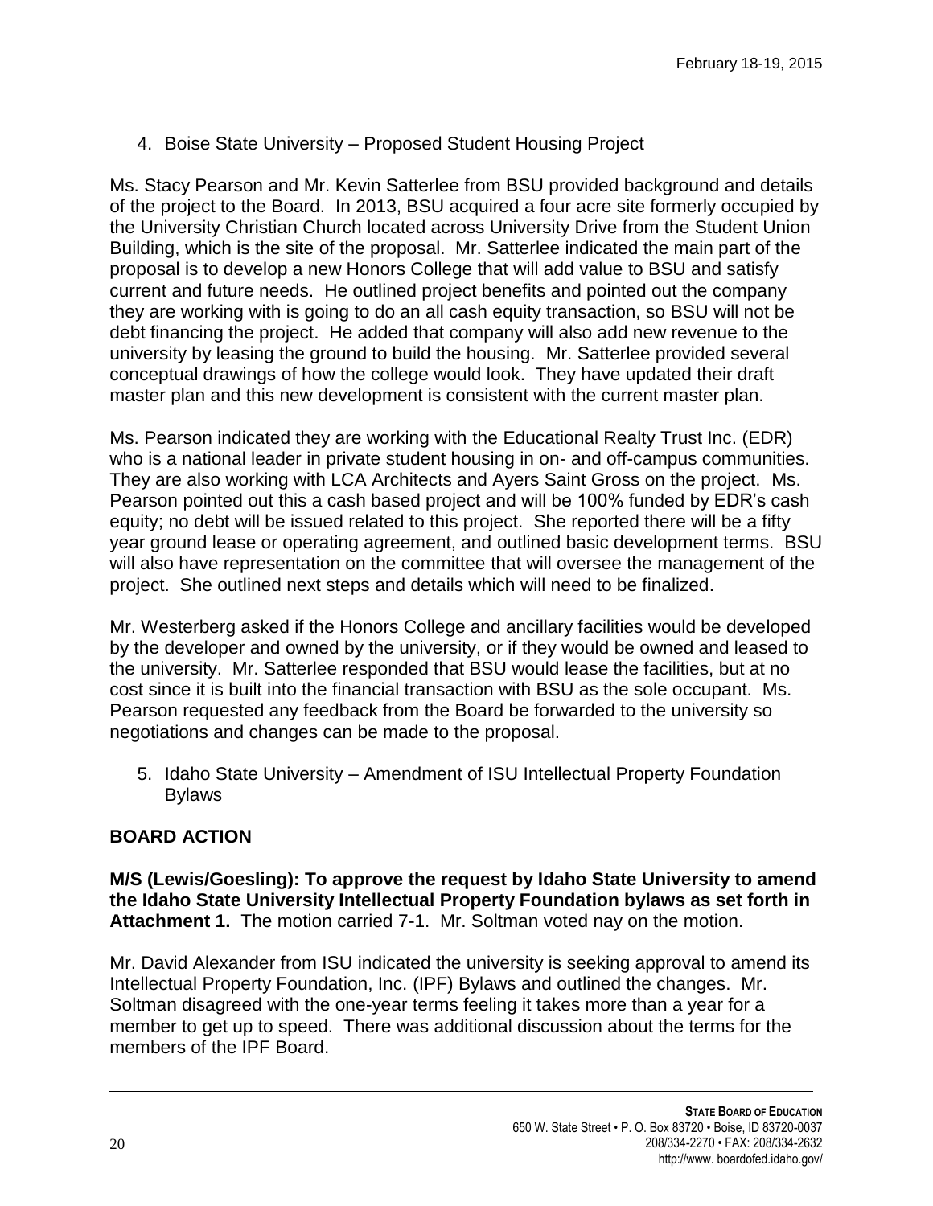4. Boise State University – Proposed Student Housing Project

Ms. Stacy Pearson and Mr. Kevin Satterlee from BSU provided background and details of the project to the Board. In 2013, BSU acquired a four acre site formerly occupied by the University Christian Church located across University Drive from the Student Union Building, which is the site of the proposal. Mr. Satterlee indicated the main part of the proposal is to develop a new Honors College that will add value to BSU and satisfy current and future needs. He outlined project benefits and pointed out the company they are working with is going to do an all cash equity transaction, so BSU will not be debt financing the project. He added that company will also add new revenue to the university by leasing the ground to build the housing. Mr. Satterlee provided several conceptual drawings of how the college would look. They have updated their draft master plan and this new development is consistent with the current master plan.

Ms. Pearson indicated they are working with the Educational Realty Trust Inc. (EDR) who is a national leader in private student housing in on- and off-campus communities. They are also working with LCA Architects and Ayers Saint Gross on the project. Ms. Pearson pointed out this a cash based project and will be 100% funded by EDR's cash equity; no debt will be issued related to this project. She reported there will be a fifty year ground lease or operating agreement, and outlined basic development terms. BSU will also have representation on the committee that will oversee the management of the project. She outlined next steps and details which will need to be finalized.

Mr. Westerberg asked if the Honors College and ancillary facilities would be developed by the developer and owned by the university, or if they would be owned and leased to the university. Mr. Satterlee responded that BSU would lease the facilities, but at no cost since it is built into the financial transaction with BSU as the sole occupant. Ms. Pearson requested any feedback from the Board be forwarded to the university so negotiations and changes can be made to the proposal.

5. Idaho State University – Amendment of ISU Intellectual Property Foundation Bylaws

## BOARD ACTION

**M/S (Lewis/Goesling): To approve the request by Idaho State University to amend the Idaho State University Intellectual Property Foundation bylaws as set forth in Attachment 1.** The motion carried 7-1. Mr. Soltman voted nay on the motion.

Mr. David Alexander from ISU indicated the university is seeking approval to amend its Intellectual Property Foundation, Inc. (IPF) Bylaws and outlined the changes. Mr. Soltman disagreed with the one-year terms feeling it takes more than a year for a member to get up to speed. There was additional discussion about the terms for the members of the IPF Board.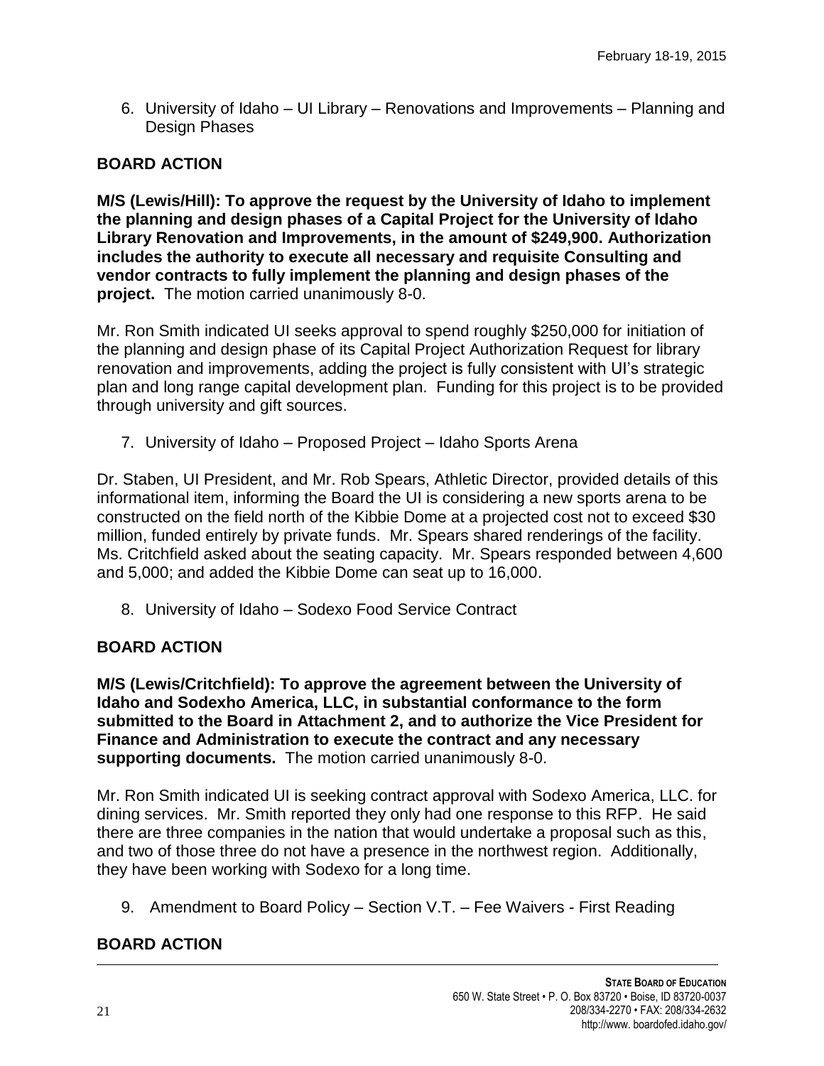6. University of Idaho – UI Library – Renovations and Improvements – Planning and Design Phases

**BOARD ACTION**

**M/S (Lewis/Hill): To approve the request by the University of Idaho to implement the planning and design phases of a Capital Project for the University of Idaho Library Renovation and Improvements, in the amount of $249,900. Authorization includes the authority to execute all necessary and requisite Consulting and vendor contracts to fully implement the planning and design phases of the project.** The motion carried unanimously 8-0.

Mr. Ron Smith indicated UI seeks approval to spend roughly $250,000 for initiation of the planning and design phase of its Capital Project Authorization Request for library renovation and improvements, adding the project is fully consistent with UI's strategic plan and long range capital development plan. Funding for this project is to be provided through university and gift sources.

7. University of Idaho – Proposed Project – Idaho Sports Arena

Dr. Staben, UI President, and Mr. Rob Spears, Athletic Director, provided details of this informational item, informing the Board the UI is considering a new sports arena to be constructed on the field north of the Kibbie Dome at a projected cost not to exceed $30 million, funded entirely by private funds. Mr. Spears shared renderings of the facility. Ms. Critchfield asked about the seating capacity. Mr. Spears responded between 4,600 and 5,000; and added the Kibbie Dome can seat up to 16,000.

8. University of Idaho – Sodexo Food Service Contract

**BOARD ACTION**

**M/S (Lewis/Critchfield): To approve the agreement between the University of Idaho and Sodexho America, LLC, in substantial conformance to the form submitted to the Board in Attachment 2, and to authorize the Vice President for Finance and Administration to execute the contract and any necessary supporting documents.** The motion carried unanimously 8-0.

Mr. Ron Smith indicated UI is seeking contract approval with Sodexo America, LLC. for dining services. Mr. Smith reported they only had one response to this RFP. He said there are three companies in the nation that would undertake a proposal such as this, and two of those three do not have a presence in the northwest region. Additionally, they have been working with Sodexo for a long time.

9. Amendment to Board Policy – Section V.T. – Fee Waivers - First Reading

**BOARD ACTION**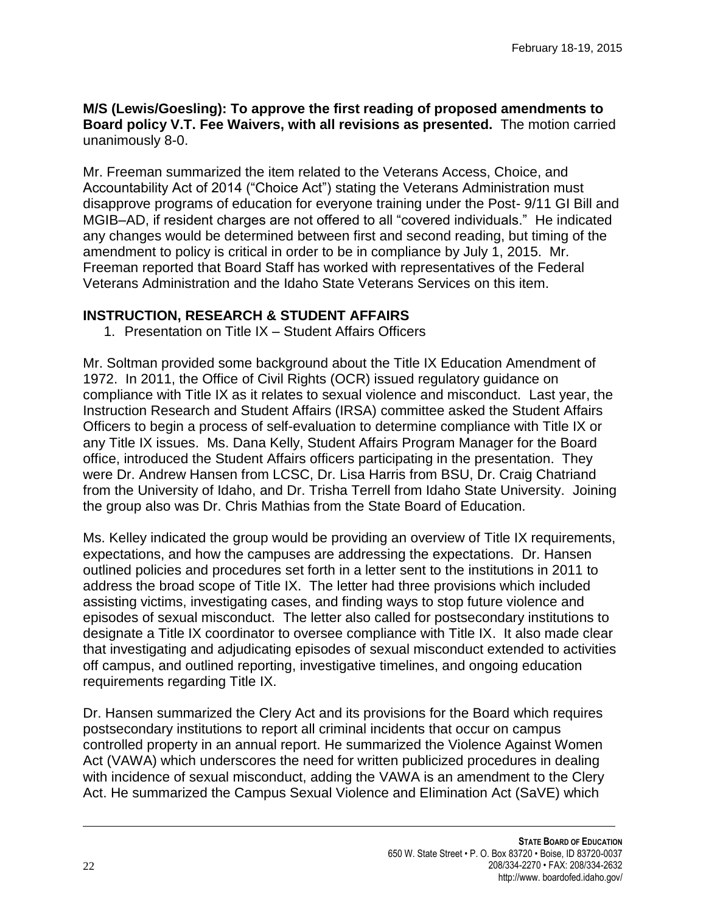**M/S (Lewis/Goesling): To approve the first reading of proposed amendments to Board policy V.T. Fee Waivers, with all revisions as presented.** The motion carried unanimously 8-0.

Mr. Freeman summarized the item related to the Veterans Access, Choice, and Accountability Act of 2014 ("Choice Act") stating the Veterans Administration must disapprove programs of education for everyone training under the Post- 9/11 GI Bill and MGIB–AD, if resident charges are not offered to all "covered individuals." He indicated any changes would be determined between first and second reading, but timing of the amendment to policy is critical in order to be in compliance by July 1, 2015. Mr. Freeman reported that Board Staff has worked with representatives of the Federal Veterans Administration and the Idaho State Veterans Services on this item.

## INSTRUCTION, RESEARCH & STUDENT AFFAIRS

1. Presentation on Title IX – Student Affairs Officers

Mr. Soltman provided some background about the Title IX Education Amendment of 1972. In 2011, the Office of Civil Rights (OCR) issued regulatory guidance on compliance with Title IX as it relates to sexual violence and misconduct. Last year, the Instruction Research and Student Affairs (IRSA) committee asked the Student Affairs Officers to begin a process of self-evaluation to determine compliance with Title IX or any Title IX issues. Ms. Dana Kelly, Student Affairs Program Manager for the Board office, introduced the Student Affairs officers participating in the presentation. They were Dr. Andrew Hansen from LCSC, Dr. Lisa Harris from BSU, Dr. Craig Chatriand from the University of Idaho, and Dr. Trisha Terrell from Idaho State University. Joining the group also was Dr. Chris Mathias from the State Board of Education.

Ms. Kelley indicated the group would be providing an overview of Title IX requirements, expectations, and how the campuses are addressing the expectations. Dr. Hansen outlined policies and procedures set forth in a letter sent to the institutions in 2011 to address the broad scope of Title IX. The letter had three provisions which included assisting victims, investigating cases, and finding ways to stop future violence and episodes of sexual misconduct. The letter also called for postsecondary institutions to designate a Title IX coordinator to oversee compliance with Title IX. It also made clear that investigating and adjudicating episodes of sexual misconduct extended to activities off campus, and outlined reporting, investigative timelines, and ongoing education requirements regarding Title IX.

Dr. Hansen summarized the Clery Act and its provisions for the Board which requires postsecondary institutions to report all criminal incidents that occur on campus controlled property in an annual report. He summarized the Violence Against Women Act (VAWA) which underscores the need for written publicized procedures in dealing with incidence of sexual misconduct, adding the VAWA is an amendment to the Clery Act. He summarized the Campus Sexual Violence and Elimination Act (SaVE) which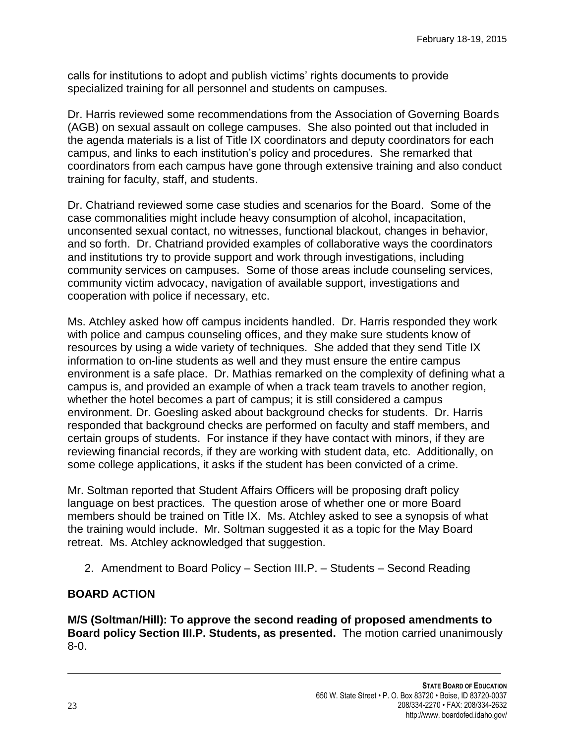calls for institutions to adopt and publish victims' rights documents to provide specialized training for all personnel and students on campuses.

Dr. Harris reviewed some recommendations from the Association of Governing Boards (AGB) on sexual assault on college campuses. She also pointed out that included in the agenda materials is a list of Title IX coordinators and deputy coordinators for each campus, and links to each institution's policy and procedures. She remarked that coordinators from each campus have gone through extensive training and also conduct training for faculty, staff, and students.

Dr. Chatriand reviewed some case studies and scenarios for the Board. Some of the case commonalities might include heavy consumption of alcohol, incapacitation, unconsented sexual contact, no witnesses, functional blackout, changes in behavior, and so forth. Dr. Chatriand provided examples of collaborative ways the coordinators and institutions try to provide support and work through investigations, including community services on campuses. Some of those areas include counseling services, community victim advocacy, navigation of available support, investigations and cooperation with police if necessary, etc.

Ms. Atchley asked how off campus incidents handled. Dr. Harris responded they work with police and campus counseling offices, and they make sure students know of resources by using a wide variety of techniques. She added that they send Title IX information to on-line students as well and they must ensure the entire campus environment is a safe place. Dr. Mathias remarked on the complexity of defining what a campus is, and provided an example of when a track team travels to another region, whether the hotel becomes a part of campus; it is still considered a campus environment. Dr. Goesling asked about background checks for students. Dr. Harris responded that background checks are performed on faculty and staff members, and certain groups of students. For instance if they have contact with minors, if they are reviewing financial records, if they are working with student data, etc. Additionally, on some college applications, it asks if the student has been convicted of a crime.

Mr. Soltman reported that Student Affairs Officers will be proposing draft policy language on best practices. The question arose of whether one or more Board members should be trained on Title IX. Ms. Atchley asked to see a synopsis of what the training would include. Mr. Soltman suggested it as a topic for the May Board retreat. Ms. Atchley acknowledged that suggestion.

2. Amendment to Board Policy – Section III.P. – Students – Second Reading

**BOARD ACTION**

**M/S (Soltman/Hill): To approve the second reading of proposed amendments to Board policy Section III.P. Students, as presented.** The motion carried unanimously 8-0.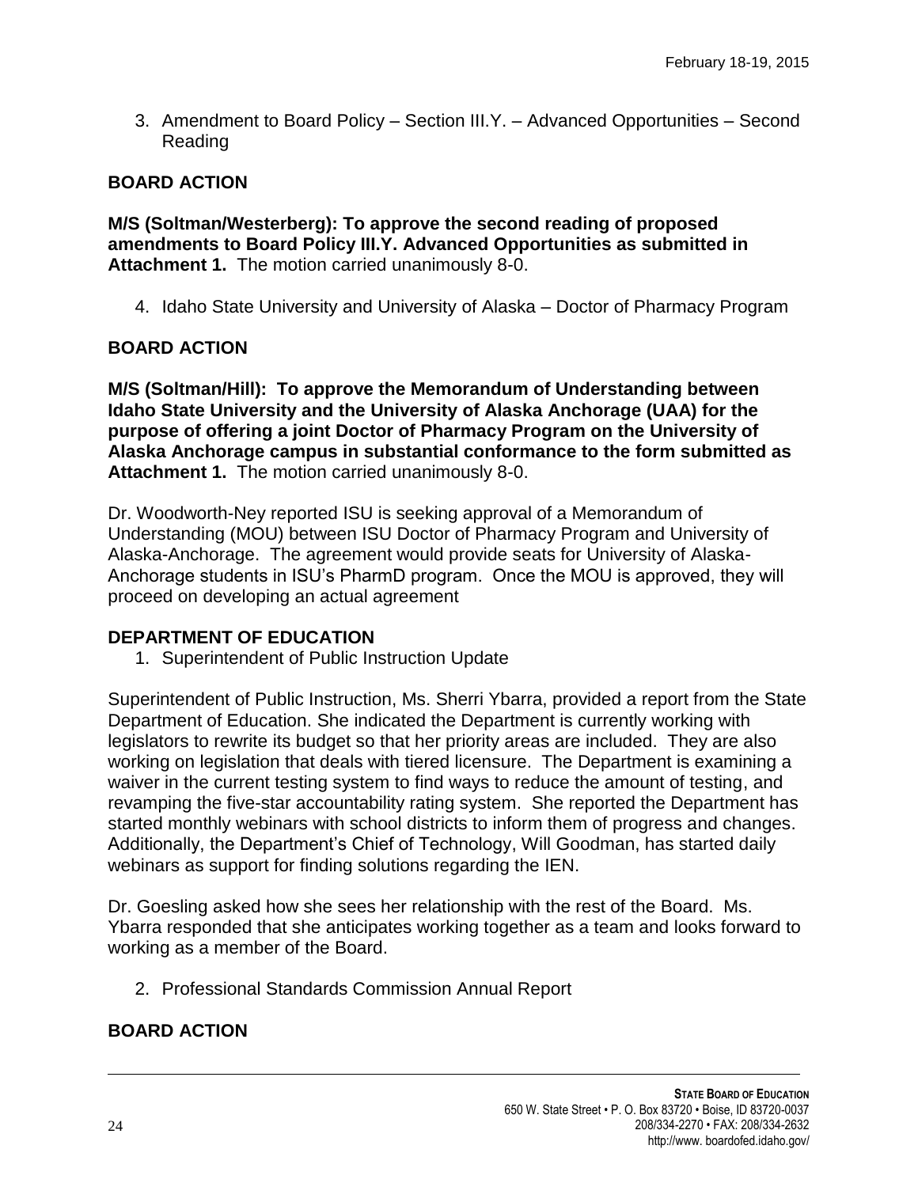3. Amendment to Board Policy – Section III.Y. – Advanced Opportunities – Second Reading

**BOARD ACTION**

**M/S (Soltman/Westerberg): To approve the second reading of proposed amendments to Board Policy III.Y. Advanced Opportunities as submitted in Attachment 1.** The motion carried unanimously 8-0.

4. Idaho State University and University of Alaska – Doctor of Pharmacy Program

**BOARD ACTION**

**M/S (Soltman/Hill): To approve the Memorandum of Understanding between Idaho State University and the University of Alaska Anchorage (UAA) for the purpose of offering a joint Doctor of Pharmacy Program on the University of Alaska Anchorage campus in substantial conformance to the form submitted as Attachment 1.** The motion carried unanimously 8-0.

Dr. Woodworth-Ney reported ISU is seeking approval of a Memorandum of Understanding (MOU) between ISU Doctor of Pharmacy Program and University of Alaska-Anchorage. The agreement would provide seats for University of Alaska-Anchorage students in ISU's PharmD program. Once the MOU is approved, they will proceed on developing an actual agreement

**DEPARTMENT OF EDUCATION**

1. Superintendent of Public Instruction Update

Superintendent of Public Instruction, Ms. Sherri Ybarra, provided a report from the State Department of Education. She indicated the Department is currently working with legislators to rewrite its budget so that her priority areas are included. They are also working on legislation that deals with tiered licensure. The Department is examining a waiver in the current testing system to find ways to reduce the amount of testing, and revamping the five-star accountability rating system. She reported the Department has started monthly webinars with school districts to inform them of progress and changes. Additionally, the Department's Chief of Technology, Will Goodman, has started daily webinars as support for finding solutions regarding the IEN.

Dr. Goesling asked how she sees her relationship with the rest of the Board. Ms. Ybarra responded that she anticipates working together as a team and looks forward to working as a member of the Board.

2. Professional Standards Commission Annual Report

**BOARD ACTION**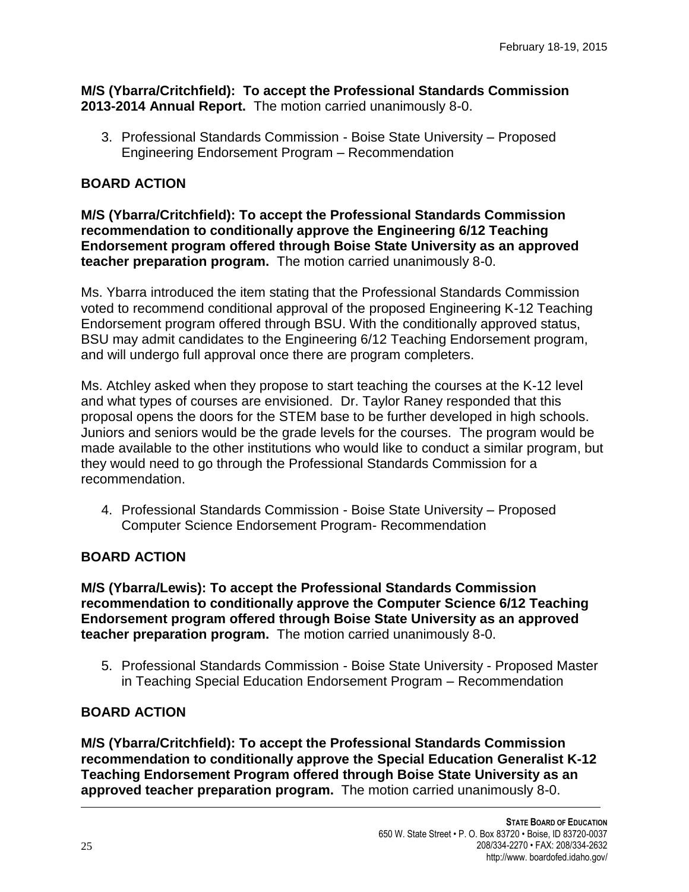**M/S (Ybarra/Critchfield): To accept the Professional Standards Commission 2013-2014 Annual Report.** The motion carried unanimously 8-0.

3. Professional Standards Commission - Boise State University – Proposed Engineering Endorsement Program – Recommendation

**BOARD ACTION**

**M/S (Ybarra/Critchfield): To accept the Professional Standards Commission recommendation to conditionally approve the Engineering 6/12 Teaching Endorsement program offered through Boise State University as an approved teacher preparation program.** The motion carried unanimously 8-0.

Ms. Ybarra introduced the item stating that the Professional Standards Commission voted to recommend conditional approval of the proposed Engineering K-12 Teaching Endorsement program offered through BSU. With the conditionally approved status, BSU may admit candidates to the Engineering 6/12 Teaching Endorsement program, and will undergo full approval once there are program completers.

Ms. Atchley asked when they propose to start teaching the courses at the K-12 level and what types of courses are envisioned. Dr. Taylor Raney responded that this proposal opens the doors for the STEM base to be further developed in high schools. Juniors and seniors would be the grade levels for the courses. The program would be made available to the other institutions who would like to conduct a similar program, but they would need to go through the Professional Standards Commission for a recommendation.

4. Professional Standards Commission - Boise State University – Proposed Computer Science Endorsement Program- Recommendation

**BOARD ACTION**

**M/S (Ybarra/Lewis): To accept the Professional Standards Commission recommendation to conditionally approve the Computer Science 6/12 Teaching Endorsement program offered through Boise State University as an approved teacher preparation program.** The motion carried unanimously 8-0.

5. Professional Standards Commission - Boise State University - Proposed Master in Teaching Special Education Endorsement Program – Recommendation

**BOARD ACTION**

**M/S (Ybarra/Critchfield): To accept the Professional Standards Commission recommendation to conditionally approve the Special Education Generalist K-12 Teaching Endorsement Program offered through Boise State University as an approved teacher preparation program.** The motion carried unanimously 8-0.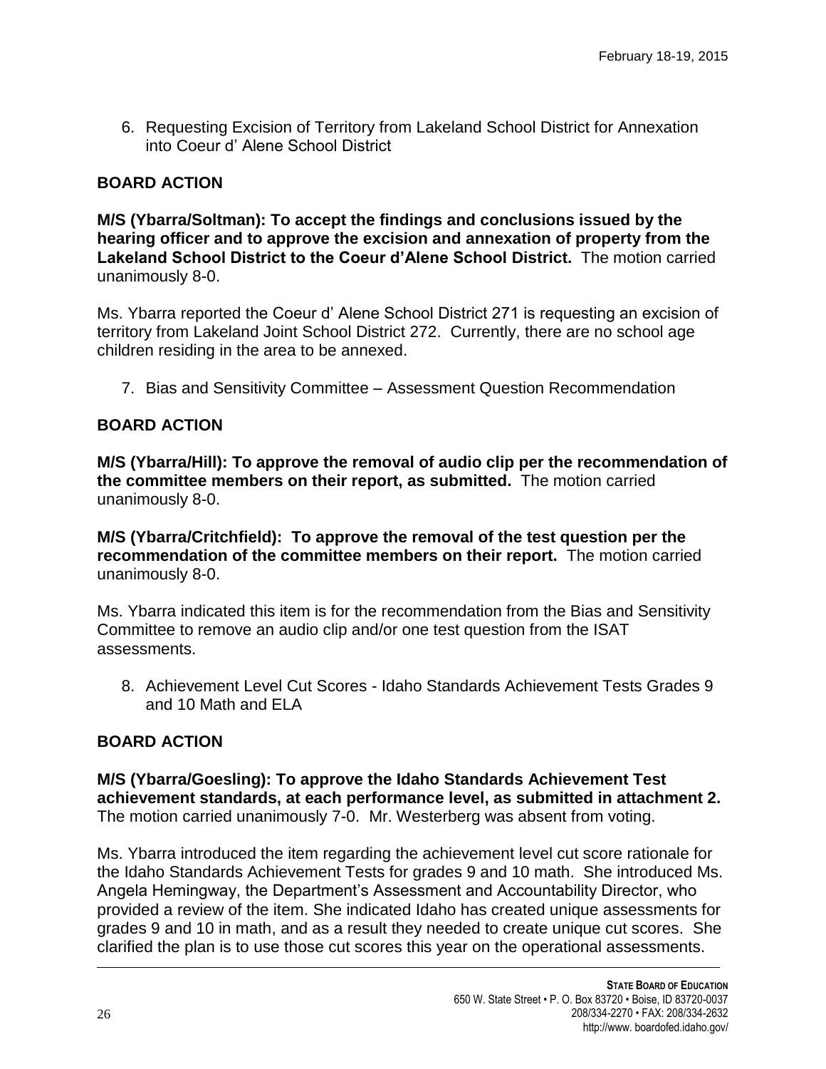6. Requesting Excision of Territory from Lakeland School District for Annexation into Coeur d' Alene School District

**BOARD ACTION**

**M/S (Ybarra/Soltman): To accept the findings and conclusions issued by the hearing officer and to approve the excision and annexation of property from the Lakeland School District to the Coeur d'Alene School District.** The motion carried unanimously 8-0.

Ms. Ybarra reported the Coeur d' Alene School District 271 is requesting an excision of territory from Lakeland Joint School District 272. Currently, there are no school age children residing in the area to be annexed.

7. Bias and Sensitivity Committee – Assessment Question Recommendation

**BOARD ACTION**

**M/S (Ybarra/Hill): To approve the removal of audio clip per the recommendation of the committee members on their report, as submitted.** The motion carried unanimously 8-0.

**M/S (Ybarra/Critchfield): To approve the removal of the test question per the recommendation of the committee members on their report.** The motion carried unanimously 8-0.

Ms. Ybarra indicated this item is for the recommendation from the Bias and Sensitivity Committee to remove an audio clip and/or one test question from the ISAT assessments.

8. Achievement Level Cut Scores - Idaho Standards Achievement Tests Grades 9 and 10 Math and ELA

**BOARD ACTION**

**M/S (Ybarra/Goesling): To approve the Idaho Standards Achievement Test achievement standards, at each performance level, as submitted in attachment 2.** The motion carried unanimously 7-0. Mr. Westerberg was absent from voting.

Ms. Ybarra introduced the item regarding the achievement level cut score rationale for the Idaho Standards Achievement Tests for grades 9 and 10 math. She introduced Ms. Angela Hemingway, the Department's Assessment and Accountability Director, who provided a review of the item. She indicated Idaho has created unique assessments for grades 9 and 10 in math, and as a result they needed to create unique cut scores. She clarified the plan is to use those cut scores this year on the operational assessments.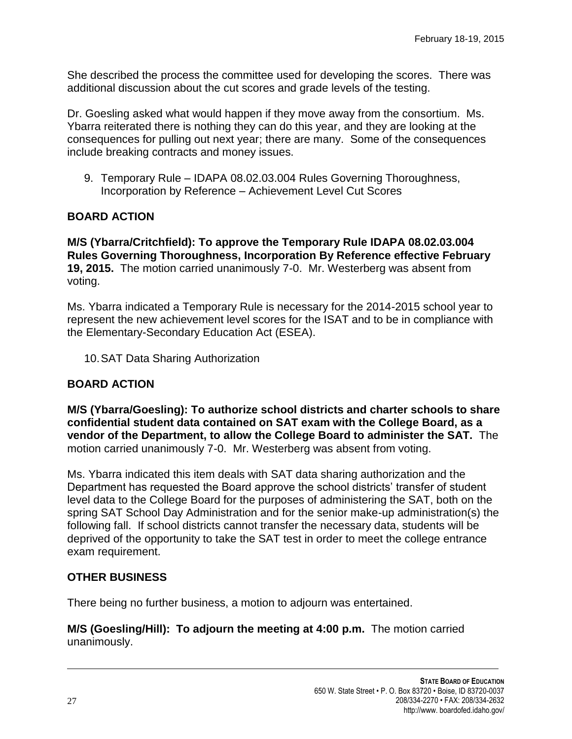She described the process the committee used for developing the scores. There was additional discussion about the cut scores and grade levels of the testing.

Dr. Goesling asked what would happen if they move away from the consortium. Ms. Ybarra reiterated there is nothing they can do this year, and they are looking at the consequences for pulling out next year; there are many. Some of the consequences include breaking contracts and money issues.

9. Temporary Rule – IDAPA 08.02.03.004 Rules Governing Thoroughness, Incorporation by Reference – Achievement Level Cut Scores

**BOARD ACTION**

**M/S (Ybarra/Critchfield): To approve the Temporary Rule IDAPA 08.02.03.004 Rules Governing Thoroughness, Incorporation By Reference effective February 19, 2015.** The motion carried unanimously 7-0. Mr. Westerberg was absent from voting.

Ms. Ybarra indicated a Temporary Rule is necessary for the 2014-2015 school year to represent the new achievement level scores for the ISAT and to be in compliance with the Elementary-Secondary Education Act (ESEA).

10. SAT Data Sharing Authorization

**BOARD ACTION**

**M/S (Ybarra/Goesling): To authorize school districts and charter schools to share confidential student data contained on SAT exam with the College Board, as a vendor of the Department, to allow the College Board to administer the SAT.** The motion carried unanimously 7-0. Mr. Westerberg was absent from voting.

Ms. Ybarra indicated this item deals with SAT data sharing authorization and the Department has requested the Board approve the school districts' transfer of student level data to the College Board for the purposes of administering the SAT, both on the spring SAT School Day Administration and for the senior make-up administration(s) the following fall. If school districts cannot transfer the necessary data, students will be deprived of the opportunity to take the SAT test in order to meet the college entrance exam requirement.

**OTHER BUSINESS**

There being no further business, a motion to adjourn was entertained.

**M/S (Goesling/Hill): To adjourn the meeting at 4:00 p.m.** The motion carried unanimously.